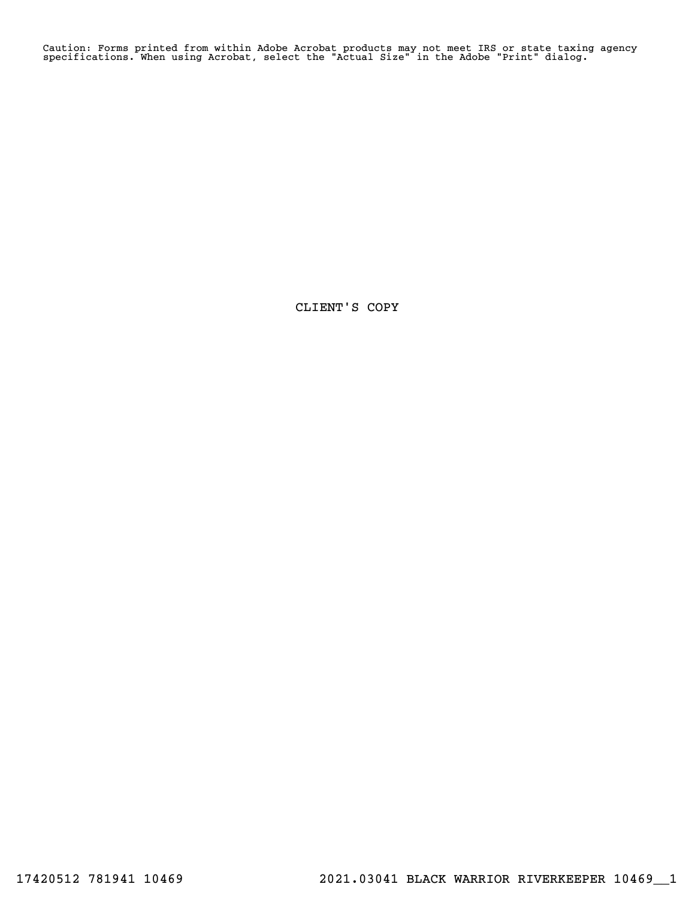Caution: Forms printed from within Adobe Acrobat products may not meet IRS or state taxing agency specifications. When using Acrobat, select the "Actual Size" in the Adobe "Print" dialog.

CLIENT'S COPY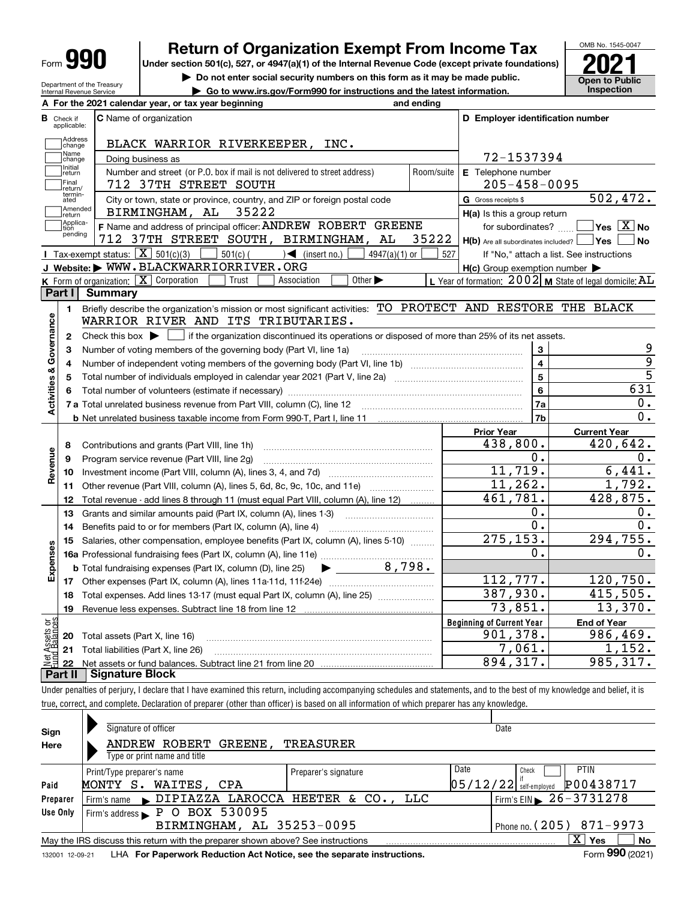Form **990**

# Return of Organization Exempt From Income Tax

**Under section 501(c), 527, or 4947(a)(1) of the Internal Revenue Code (except private foundations)**

▶ **Do not enter social security numbers on this form as it may be made public.**

▶ **Go to www.irs.gov/Form990 for instructions and the latest information.**

OMB No. 1545-0047

**2021**

**Open to Public Inspection**

Department of the Treasury
Internal Revenue Service

**A** For the 2021 calendar year, or tax year beginning and ending

**B** Check if applicable: Address change, Name change, Initial return, Final return/terminated, Amended return, Application pending

**C** Name of organization: BLACK WARRIOR RIVERKEEPER, INC.

Doing business as

Number and street (or P.O. box if mail is not delivered to street address): 712 37TH STREET SOUTH — Room/suite

City or town, state or province, country, and ZIP or foreign postal code: BIRMINGHAM, AL 35222

**D** Employer identification number: 72-1537394

**E** Telephone number: 205-458-0095

**G** Gross receipts $ 502,472.

**F** Name and address of principal officer: ANDREW ROBERT GREENE, 712 37TH STREET SOUTH, BIRMINGHAM, AL 35222

**H(a)** Is this a group return for subordinates? Yes [ ] No [X]

**H(b)** Are all subordinates included? Yes [ ] No [ ]
If "No," attach a list. See instructions

**H(c)** Group exemption number ▶

**I** Tax-exempt status: [X] 501(c)(3) [ ] 501(c) ( ) ◀ (insert no.) [ ] 4947(a)(1) or [ ] 527

**J** Website: ▶ WWW.BLACKWARRIORRIVER.ORG

**K** Form of organization: [X] Corporation [ ] Trust [ ] Association [ ] Other ▶

**L** Year of formation: 2002 **M** State of legal domicile: AL

## Part I Summary

**Activities & Governance**

1 Briefly describe the organization's mission or most significant activities: TO PROTECT AND RESTORE THE BLACK WARRIOR RIVER AND ITS TRIBUTARIES.

2 Check this box ▶ [ ] if the organization discontinued its operations or disposed of more than 25% of its net assets.

| | | Line | Value |
|---|---|---|---|
| 3 | Number of voting members of the governing body (Part VI, line 1a) | 3 | 9 |
| 4 | Number of independent voting members of the governing body (Part VI, line 1b) | 4 | 9 |
| 5 | Total number of individuals employed in calendar year 2021 (Part V, line 2a) | 5 | 5 |
| 6 | Total number of volunteers (estimate if necessary) | 6 | 631 |
| 7a | Total unrelated business revenue from Part VIII, column (C), line 12 | 7a | 0. |
| b | Net unrelated business taxable income from Form 990-T, Part I, line 11 | 7b | 0. |

| | | Prior Year | Current Year |
|---|---|---|---|
| **Revenue** | | | |
| 8 | Contributions and grants (Part VIII, line 1h) | 438,800. | 420,642. |
| 9 | Program service revenue (Part VIII, line 2g) | 0. | 0. |
| 10 | Investment income (Part VIII, column (A), lines 3, 4, and 7d) | 11,719. | 6,441. |
| 11 | Other revenue (Part VIII, column (A), lines 5, 6d, 8c, 9c, 10c, and 11e) | 11,262. | 1,792. |
| 12 | Total revenue - add lines 8 through 11 (must equal Part VIII, column (A), line 12) | 461,781. | 428,875. |
| **Expenses** | | | |
| 13 | Grants and similar amounts paid (Part IX, column (A), lines 1-3) | 0. | 0. |
| 14 | Benefits paid to or for members (Part IX, column (A), line 4) | 0. | 0. |
| 15 | Salaries, other compensation, employee benefits (Part IX, column (A), lines 5-10) | 275,153. | 294,755. |
| 16a | Professional fundraising fees (Part IX, column (A), line 11e) | 0. | 0. |
| b | Total fundraising expenses (Part IX, column (D), line 25) ▶ 8,798. | | |
| 17 | Other expenses (Part IX, column (A), lines 11a-11d, 11f-24e) | 112,777. | 120,750. |
| 18 | Total expenses. Add lines 13-17 (must equal Part IX, column (A), line 25) | 387,930. | 415,505. |
| 19 | Revenue less expenses. Subtract line 18 from line 12 | 73,851. | 13,370. |

| **Net Assets or Fund Balances** | | Beginning of Current Year | End of Year |
|---|---|---|---|
| 20 | Total assets (Part X, line 16) | 901,378. | 986,469. |
| 21 | Total liabilities (Part X, line 26) | 7,061. | 1,152. |
| 22 | Net assets or fund balances. Subtract line 21 from line 20 | 894,317. | 985,317. |

## Part II Signature Block

Under penalties of perjury, I declare that I have examined this return, including accompanying schedules and statements, and to the best of my knowledge and belief, it is true, correct, and complete. Declaration of preparer (other than officer) is based on all information of which preparer has any knowledge.

**Sign Here**

Signature of officer — Date

ANDREW ROBERT GREENE, TREASURER
Type or print name and title

**Paid Preparer Use Only**

| Print/Type preparer's name | Preparer's signature | Date | Check if self-employed | PTIN |
|---|---|---|---|---|
| MONTY S. WAITES, CPA | | 05/12/22 | [ ] | P00438717 |

Firm's name ▶ DIPIAZZA LAROCCA HEETER & CO., LLC — Firm's EIN ▶ 26-3731278

Firm's address ▶ P O BOX 530095, BIRMINGHAM, AL 35253-0095 — Phone no. (205) 871-9973

May the IRS discuss this return with the preparer shown above? See instructions [X] Yes [ ] No

132001 12-09-21 LHA **For Paperwork Reduction Act Notice, see the separate instructions.** Form **990** (2021)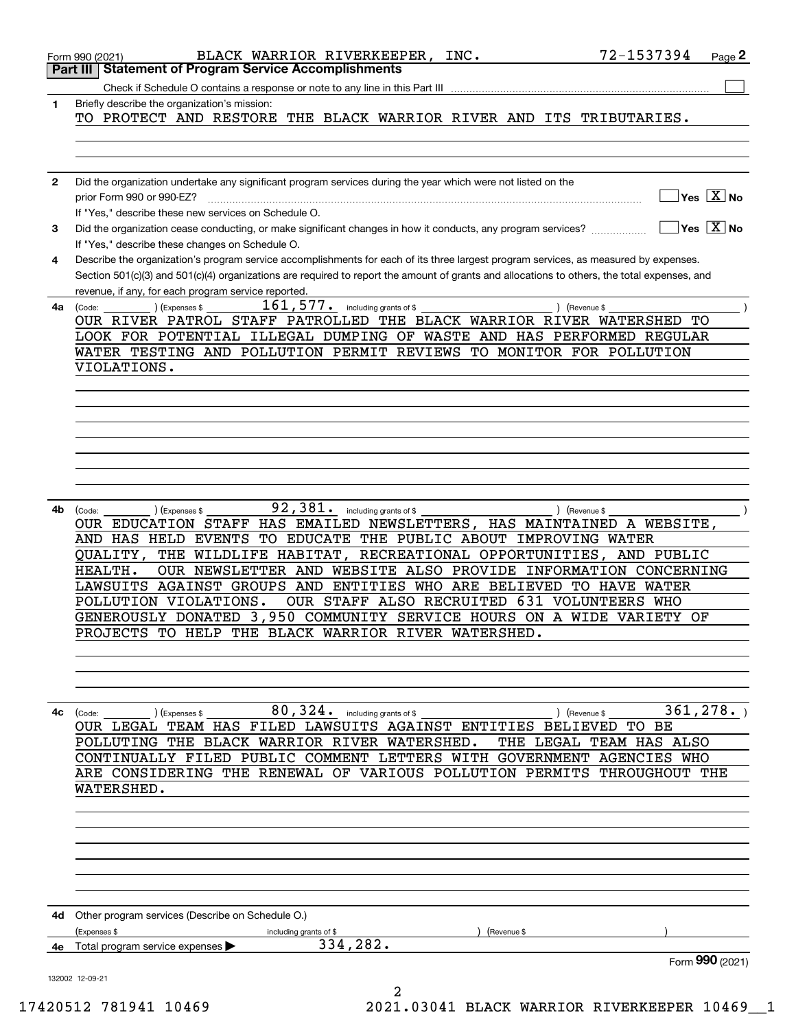Form 990 (2021) BLACK WARRIOR RIVERKEEPER, INC. 72-1537394 Page 2

## Part III Statement of Program Service Accomplishments

Check if Schedule O contains a response or note to any line in this Part III ☐

**1** Briefly describe the organization's mission:

TO PROTECT AND RESTORE THE BLACK WARRIOR RIVER AND ITS TRIBUTARIES.

**2** Did the organization undertake any significant program services during the year which were not listed on the prior Form 990 or 990-EZ? ☐ Yes ☒ No

If "Yes," describe these new services on Schedule O.

**3** Did the organization cease conducting, or make significant changes in how it conducts, any program services? ☐ Yes ☒ No

If "Yes," describe these changes on Schedule O.

**4** Describe the organization's program service accomplishments for each of its three largest program services, as measured by expenses. Section 501(c)(3) and 501(c)(4) organizations are required to report the amount of grants and allocations to others, the total expenses, and revenue, if any, for each program service reported.

**4a** (Code: ) (Expenses $ 161,577. including grants of $ ) (Revenue $ )

OUR RIVER PATROL STAFF PATROLLED THE BLACK WARRIOR RIVER WATERSHED TO LOOK FOR POTENTIAL ILLEGAL DUMPING OF WASTE AND HAS PERFORMED REGULAR WATER TESTING AND POLLUTION PERMIT REVIEWS TO MONITOR FOR POLLUTION VIOLATIONS.

**4b** (Code: ) (Expenses $ 92,381. including grants of $ ) (Revenue $ )

OUR EDUCATION STAFF HAS EMAILED NEWSLETTERS, HAS MAINTAINED A WEBSITE, AND HAS HELD EVENTS TO EDUCATE THE PUBLIC ABOUT IMPROVING WATER QUALITY, THE WILDLIFE HABITAT, RECREATIONAL OPPORTUNITIES, AND PUBLIC HEALTH. OUR NEWSLETTER AND WEBSITE ALSO PROVIDE INFORMATION CONCERNING LAWSUITS AGAINST GROUPS AND ENTITIES WHO ARE BELIEVED TO HAVE WATER POLLUTION VIOLATIONS. OUR STAFF ALSO RECRUITED 631 VOLUNTEERS WHO GENEROUSLY DONATED 3,950 COMMUNITY SERVICE HOURS ON A WIDE VARIETY OF PROJECTS TO HELP THE BLACK WARRIOR RIVER WATERSHED.

**4c** (Code: ) (Expenses $ 80,324. including grants of $ ) (Revenue $ 361,278. )

OUR LEGAL TEAM HAS FILED LAWSUITS AGAINST ENTITIES BELIEVED TO BE POLLUTING THE BLACK WARRIOR RIVER WATERSHED. THE LEGAL TEAM HAS ALSO CONTINUALLY FILED PUBLIC COMMENT LETTERS WITH GOVERNMENT AGENCIES WHO ARE CONSIDERING THE RENEWAL OF VARIOUS POLLUTION PERMITS THROUGHOUT THE WATERSHED.

**4d** Other program services (Describe on Schedule O.)

(Expenses $ including grants of $ ) (Revenue $ )

**4e** Total program service expenses ▶ 334,282.

Form **990** (2021)

132002 12-09-21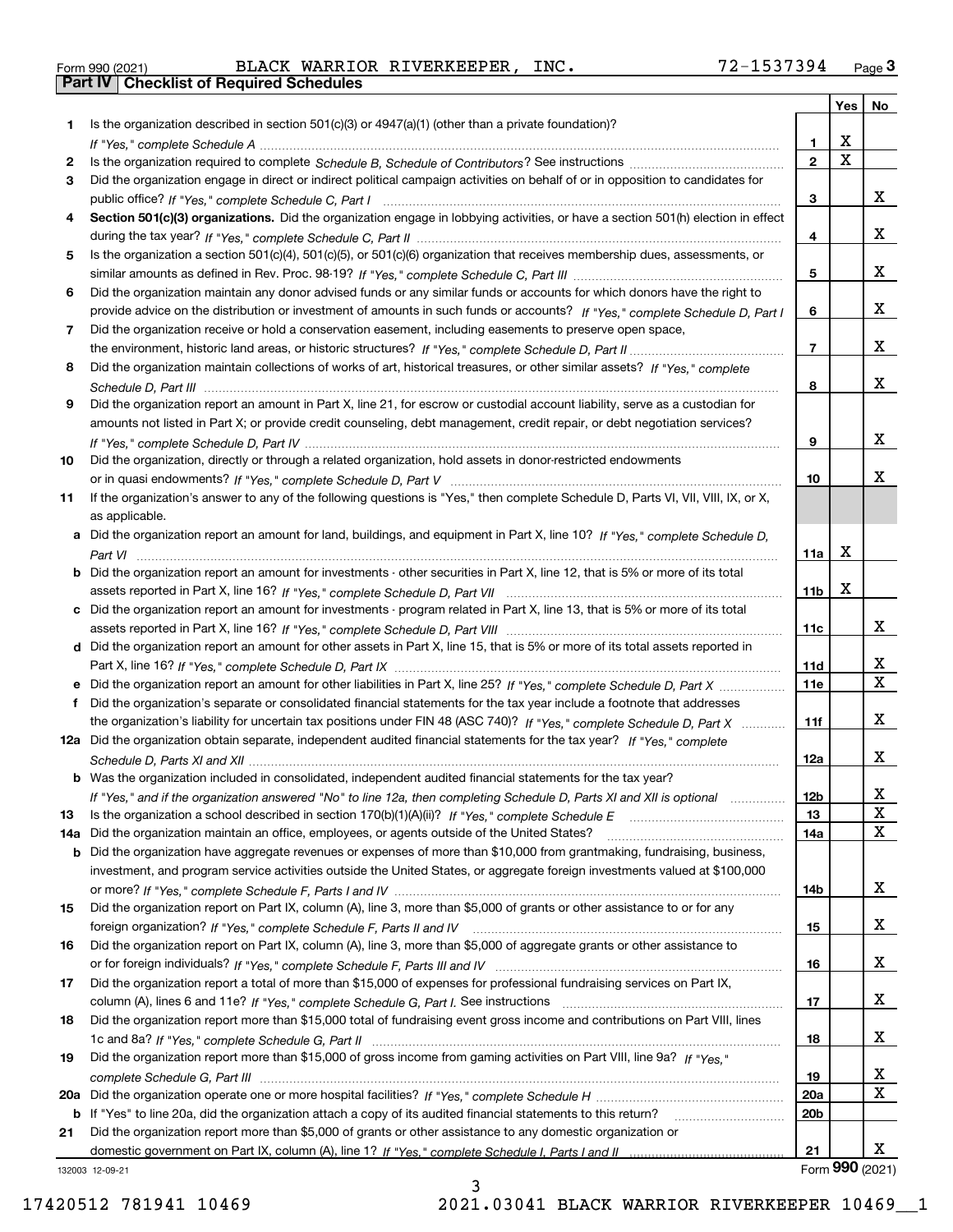Form 990 (2021) BLACK WARRIOR RIVERKEEPER, INC. 72-1537394 Page 3

**Part IV | Checklist of Required Schedules**

| | | | Yes | No |
|---|---|---|---|---|
| 1 | Is the organization described in section 501(c)(3) or 4947(a)(1) (other than a private foundation)? *If "Yes," complete Schedule A* | 1 | X | |
| 2 | Is the organization required to complete *Schedule B, Schedule of Contributors*? See instructions | 2 | X | |
| 3 | Did the organization engage in direct or indirect political campaign activities on behalf of or in opposition to candidates for public office? *If "Yes," complete Schedule C, Part I* | 3 | | X |
| 4 | **Section 501(c)(3) organizations.** Did the organization engage in lobbying activities, or have a section 501(h) election in effect during the tax year? *If "Yes," complete Schedule C, Part II* | 4 | | X |
| 5 | Is the organization a section 501(c)(4), 501(c)(5), or 501(c)(6) organization that receives membership dues, assessments, or similar amounts as defined in Rev. Proc. 98-19? *If "Yes," complete Schedule C, Part III* | 5 | | X |
| 6 | Did the organization maintain any donor advised funds or any similar funds or accounts for which donors have the right to provide advice on the distribution or investment of amounts in such funds or accounts? *If "Yes," complete Schedule D, Part I* | 6 | | X |
| 7 | Did the organization receive or hold a conservation easement, including easements to preserve open space, the environment, historic land areas, or historic structures? *If "Yes," complete Schedule D, Part II* | 7 | | X |
| 8 | Did the organization maintain collections of works of art, historical treasures, or other similar assets? *If "Yes," complete Schedule D, Part III* | 8 | | X |
| 9 | Did the organization report an amount in Part X, line 21, for escrow or custodial account liability, serve as a custodian for amounts not listed in Part X; or provide credit counseling, debt management, credit repair, or debt negotiation services? *If "Yes," complete Schedule D, Part IV* | 9 | | X |
| 10 | Did the organization, directly or through a related organization, hold assets in donor-restricted endowments or in quasi endowments? *If "Yes," complete Schedule D, Part V* | 10 | | X |
| 11 | If the organization's answer to any of the following questions is "Yes," then complete Schedule D, Parts VI, VII, VIII, IX, or X, as applicable. | | | |
| a | Did the organization report an amount for land, buildings, and equipment in Part X, line 10? *If "Yes," complete Schedule D, Part VI* | 11a | X | |
| b | Did the organization report an amount for investments - other securities in Part X, line 12, that is 5% or more of its total assets reported in Part X, line 16? *If "Yes," complete Schedule D, Part VII* | 11b | X | |
| c | Did the organization report an amount for investments - program related in Part X, line 13, that is 5% or more of its total assets reported in Part X, line 16? *If "Yes," complete Schedule D, Part VIII* | 11c | | X |
| d | Did the organization report an amount for other assets in Part X, line 15, that is 5% or more of its total assets reported in Part X, line 16? *If "Yes," complete Schedule D, Part IX* | 11d | | X |
| e | Did the organization report an amount for other liabilities in Part X, line 25? *If "Yes," complete Schedule D, Part X* | 11e | | X |
| f | Did the organization's separate or consolidated financial statements for the tax year include a footnote that addresses the organization's liability for uncertain tax positions under FIN 48 (ASC 740)? *If "Yes," complete Schedule D, Part X* | 11f | | X |
| 12a | Did the organization obtain separate, independent audited financial statements for the tax year? *If "Yes," complete Schedule D, Parts XI and XII* | 12a | | X |
| b | Was the organization included in consolidated, independent audited financial statements for the tax year? *If "Yes," and if the organization answered "No" to line 12a, then completing Schedule D, Parts XI and XII is optional* | 12b | | X |
| 13 | Is the organization a school described in section 170(b)(1)(A)(ii)? *If "Yes," complete Schedule E* | 13 | | X |
| 14a | Did the organization maintain an office, employees, or agents outside of the United States? | 14a | | X |
| b | Did the organization have aggregate revenues or expenses of more than $10,000 from grantmaking, fundraising, business, investment, and program service activities outside the United States, or aggregate foreign investments valued at $100,000 or more? *If "Yes," complete Schedule F, Parts I and IV* | 14b | | X |
| 15 | Did the organization report on Part IX, column (A), line 3, more than $5,000 of grants or other assistance to or for any foreign organization? *If "Yes," complete Schedule F, Parts II and IV* | 15 | | X |
| 16 | Did the organization report on Part IX, column (A), line 3, more than $5,000 of aggregate grants or other assistance to or for foreign individuals? *If "Yes," complete Schedule F, Parts III and IV* | 16 | | X |
| 17 | Did the organization report a total of more than $15,000 of expenses for professional fundraising services on Part IX, column (A), lines 6 and 11e? *If "Yes," complete Schedule G, Part I.* See instructions | 17 | | X |
| 18 | Did the organization report more than $15,000 total of fundraising event gross income and contributions on Part VIII, lines 1c and 8a? *If "Yes," complete Schedule G, Part II* | 18 | | X |
| 19 | Did the organization report more than $15,000 of gross income from gaming activities on Part VIII, line 9a? *If "Yes," complete Schedule G, Part III* | 19 | | X |
| 20a | Did the organization operate one or more hospital facilities? *If "Yes," complete Schedule H* | 20a | | X |
| b | If "Yes" to line 20a, did the organization attach a copy of its audited financial statements to this return? | 20b | | |
| 21 | Did the organization report more than $5,000 of grants or other assistance to any domestic organization or domestic government on Part IX, column (A), line 1? *If "Yes," complete Schedule I, Parts I and II* | 21 | | X |

132003 12-09-21 Form 990 (2021)

17420512 781941 10469 2021.03041 BLACK WARRIOR RIVERKEEPER 10469__1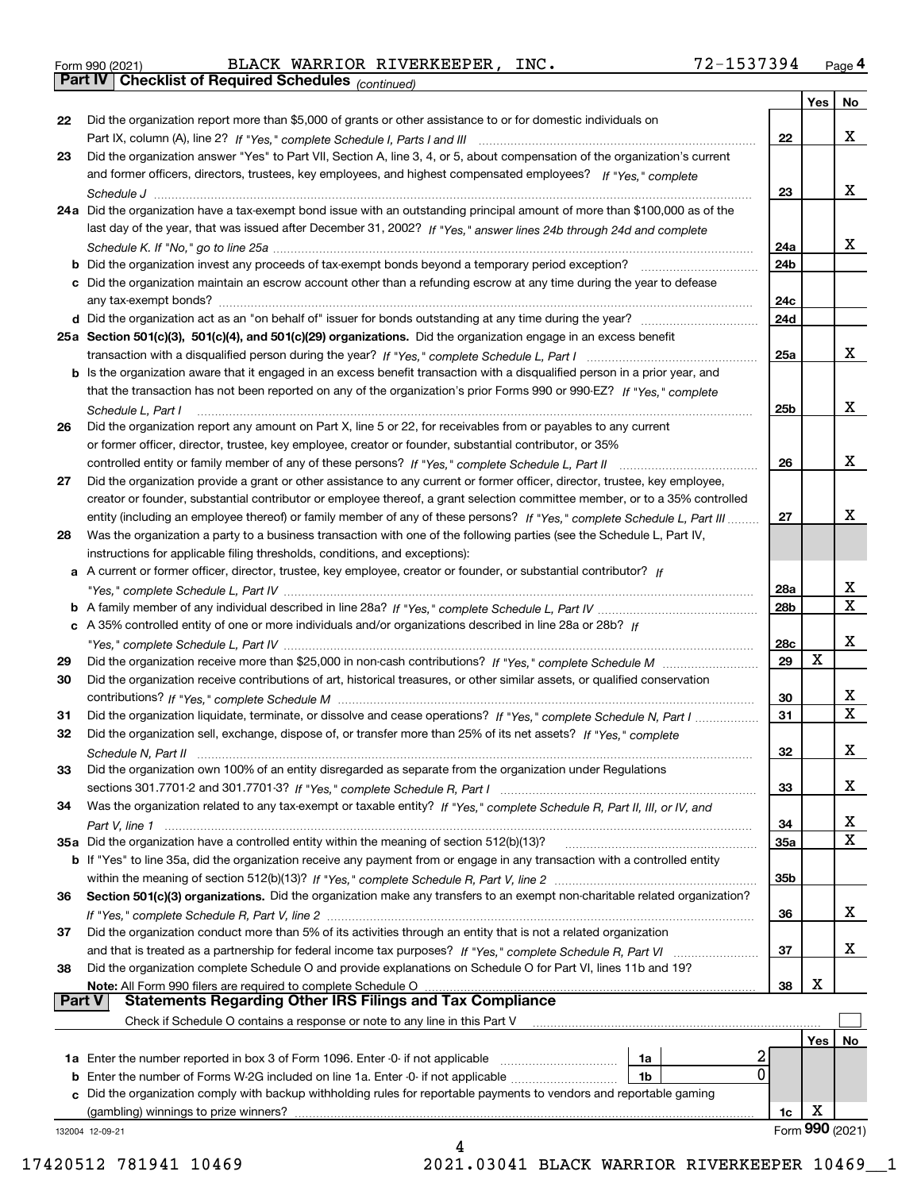Form 990 (2021) BLACK WARRIOR RIVERKEEPER, INC. 72-1537394 Page 4

## Part IV Checklist of Required Schedules *(continued)*

| | | | Yes | No |
|---|---|---|---|---|
| 22 | Did the organization report more than $5,000 of grants or other assistance to or for domestic individuals on Part IX, column (A), line 2? *If "Yes," complete Schedule I, Parts I and III* | 22 | | X |
| 23 | Did the organization answer "Yes" to Part VII, Section A, line 3, 4, or 5, about compensation of the organization's current and former officers, directors, trustees, key employees, and highest compensated employees? *If "Yes," complete Schedule J* | 23 | | X |
| 24a | Did the organization have a tax-exempt bond issue with an outstanding principal amount of more than $100,000 as of the last day of the year, that was issued after December 31, 2002? *If "Yes," answer lines 24b through 24d and complete Schedule K. If "No," go to line 25a* | 24a | | X |
| b | Did the organization invest any proceeds of tax-exempt bonds beyond a temporary period exception? | 24b | | |
| c | Did the organization maintain an escrow account other than a refunding escrow at any time during the year to defease any tax-exempt bonds? | 24c | | |
| d | Did the organization act as an "on behalf of" issuer for bonds outstanding at any time during the year? | 24d | | |
| 25a | **Section 501(c)(3), 501(c)(4), and 501(c)(29) organizations.** Did the organization engage in an excess benefit transaction with a disqualified person during the year? *If "Yes," complete Schedule L, Part I* | 25a | | X |
| b | Is the organization aware that it engaged in an excess benefit transaction with a disqualified person in a prior year, and that the transaction has not been reported on any of the organization's prior Forms 990 or 990-EZ? *If "Yes," complete Schedule L, Part I* | 25b | | X |
| 26 | Did the organization report any amount on Part X, line 5 or 22, for receivables from or payables to any current or former officer, director, trustee, key employee, creator or founder, substantial contributor, or 35% controlled entity or family member of any of these persons? *If "Yes," complete Schedule L, Part II* | 26 | | X |
| 27 | Did the organization provide a grant or other assistance to any current or former officer, director, trustee, key employee, creator or founder, substantial contributor or employee thereof, a grant selection committee member, or to a 35% controlled entity (including an employee thereof) or family member of any of these persons? *If "Yes," complete Schedule L, Part III* | 27 | | X |
| 28 | Was the organization a party to a business transaction with one of the following parties (see the Schedule L, Part IV, instructions for applicable filing thresholds, conditions, and exceptions): | | | |
| a | A current or former officer, director, trustee, key employee, creator or founder, or substantial contributor? *If "Yes," complete Schedule L, Part IV* | 28a | | X |
| b | A family member of any individual described in line 28a? *If "Yes," complete Schedule L, Part IV* | 28b | | X |
| c | A 35% controlled entity of one or more individuals and/or organizations described in line 28a or 28b? *If "Yes," complete Schedule L, Part IV* | 28c | | X |
| 29 | Did the organization receive more than $25,000 in non-cash contributions? *If "Yes," complete Schedule M* | 29 | X | |
| 30 | Did the organization receive contributions of art, historical treasures, or other similar assets, or qualified conservation contributions? *If "Yes," complete Schedule M* | 30 | | X |
| 31 | Did the organization liquidate, terminate, or dissolve and cease operations? *If "Yes," complete Schedule N, Part I* | 31 | | X |
| 32 | Did the organization sell, exchange, dispose of, or transfer more than 25% of its net assets? *If "Yes," complete Schedule N, Part II* | 32 | | X |
| 33 | Did the organization own 100% of an entity disregarded as separate from the organization under Regulations sections 301.7701-2 and 301.7701-3? *If "Yes," complete Schedule R, Part I* | 33 | | X |
| 34 | Was the organization related to any tax-exempt or taxable entity? *If "Yes," complete Schedule R, Part II, III, or IV, and Part V, line 1* | 34 | | X |
| 35a | Did the organization have a controlled entity within the meaning of section 512(b)(13)? | 35a | | X |
| b | If "Yes" to line 35a, did the organization receive any payment from or engage in any transaction with a controlled entity within the meaning of section 512(b)(13)? *If "Yes," complete Schedule R, Part V, line 2* | 35b | | |
| 36 | **Section 501(c)(3) organizations.** Did the organization make any transfers to an exempt non-charitable related organization? *If "Yes," complete Schedule R, Part V, line 2* | 36 | | X |
| 37 | Did the organization conduct more than 5% of its activities through an entity that is not a related organization and that is treated as a partnership for federal income tax purposes? *If "Yes," complete Schedule R, Part VI* | 37 | | X |
| 38 | Did the organization complete Schedule O and provide explanations on Schedule O for Part VI, lines 11b and 19? **Note:** All Form 990 filers are required to complete Schedule O | 38 | X | |

## Part V Statements Regarding Other IRS Filings and Tax Compliance

Check if Schedule O contains a response or note to any line in this Part V ☐

| | | | | | Yes | No |
|---|---|---|---|---|---|---|
| 1a | Enter the number reported in box 3 of Form 1096. Enter -0- if not applicable | 1a | 2 | | | |
| b | Enter the number of Forms W-2G included on line 1a. Enter -0- if not applicable | 1b | 0 | | | |
| c | Did the organization comply with backup withholding rules for reportable payments to vendors and reportable gaming (gambling) winnings to prize winners? | | | 1c | X | |

132004 12-09-21 Form **990** (2021)

17420512 781941 10469 2021.03041 BLACK WARRIOR RIVERKEEPER 10469__1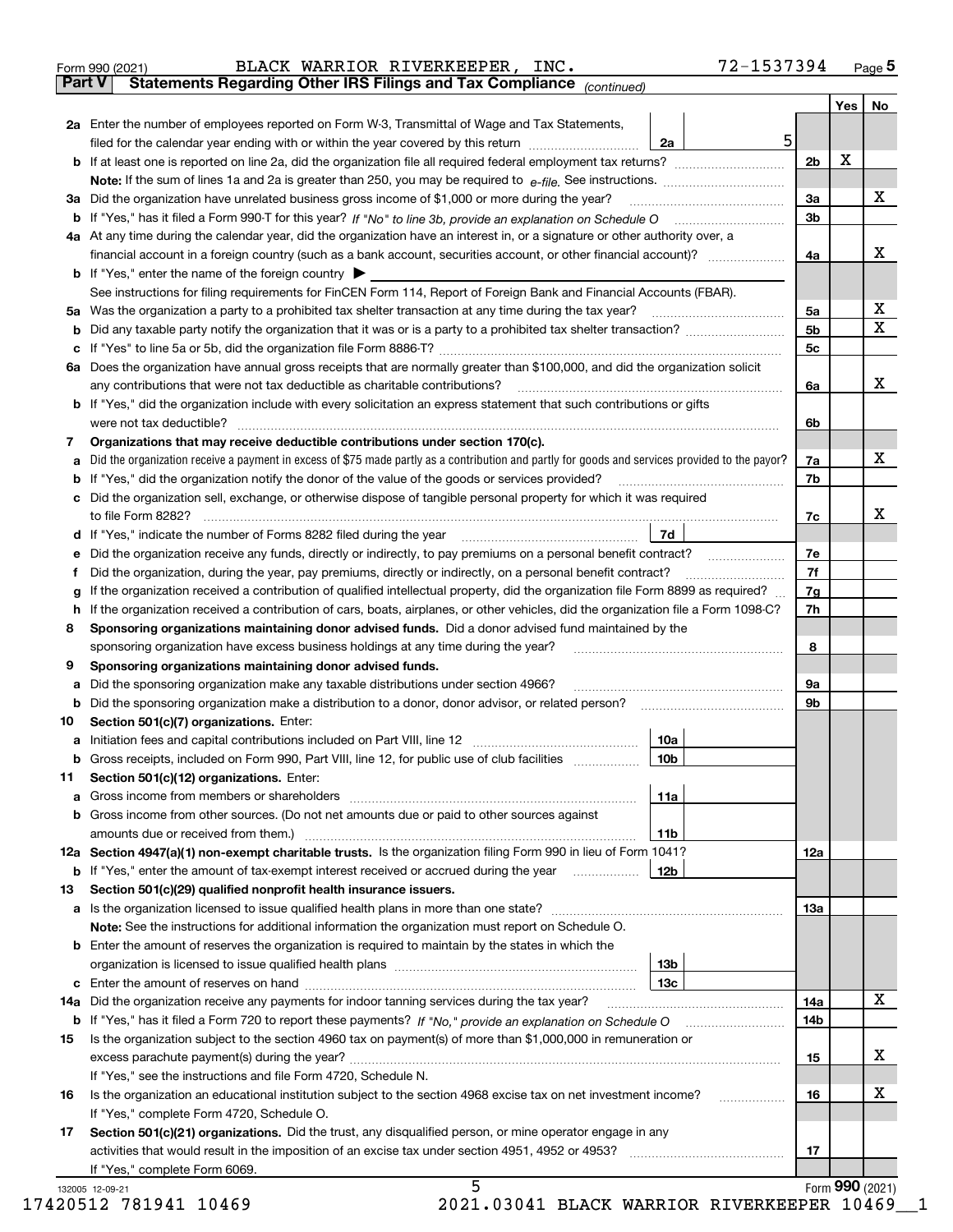Form 990 (2021) BLACK WARRIOR RIVERKEEPER, INC. 72-1537394 Page 5

**Part V — Statements Regarding Other IRS Filings and Tax Compliance** *(continued)*

| | | | | Yes | No |
|---|---|---|---|---|---|
| **2a** | Enter the number of employees reported on Form W-3, Transmittal of Wage and Tax Statements, filed for the calendar year ending with or within the year covered by this return | 2a | 5 | | |
| **b** | If at least one is reported on line 2a, did the organization file all required federal employment tax returns? | | 2b | X | |
| | **Note:** If the sum of lines 1a and 2a is greater than 250, you may be required to *e-file*. See instructions. | | | | |
| **3a** | Did the organization have unrelated business gross income of $1,000 or more during the year? | | 3a | | X |
| **b** | If "Yes," has it filed a Form 990-T for this year? *If "No" to line 3b, provide an explanation on Schedule O* | | 3b | | |
| **4a** | At any time during the calendar year, did the organization have an interest in, or a signature or other authority over, a financial account in a foreign country (such as a bank account, securities account, or other financial account)? | | 4a | | X |
| **b** | If "Yes," enter the name of the foreign country ▶ | | | | |
| | See instructions for filing requirements for FinCEN Form 114, Report of Foreign Bank and Financial Accounts (FBAR). | | | | |
| **5a** | Was the organization a party to a prohibited tax shelter transaction at any time during the tax year? | | 5a | | X |
| **b** | Did any taxable party notify the organization that it was or is a party to a prohibited tax shelter transaction? | | 5b | | X |
| **c** | If "Yes" to line 5a or 5b, did the organization file Form 8886-T? | | 5c | | |
| **6a** | Does the organization have annual gross receipts that are normally greater than $100,000, and did the organization solicit any contributions that were not tax deductible as charitable contributions? | | 6a | | X |
| **b** | If "Yes," did the organization include with every solicitation an express statement that such contributions or gifts were not tax deductible? | | 6b | | |
| **7** | **Organizations that may receive deductible contributions under section 170(c).** | | | | |
| **a** | Did the organization receive a payment in excess of $75 made partly as a contribution and partly for goods and services provided to the payor? | | 7a | | X |
| **b** | If "Yes," did the organization notify the donor of the value of the goods or services provided? | | 7b | | |
| **c** | Did the organization sell, exchange, or otherwise dispose of tangible personal property for which it was required to file Form 8282? | | 7c | | X |
| **d** | If "Yes," indicate the number of Forms 8282 filed during the year | 7d | | | |
| **e** | Did the organization receive any funds, directly or indirectly, to pay premiums on a personal benefit contract? | | 7e | | |
| **f** | Did the organization, during the year, pay premiums, directly or indirectly, on a personal benefit contract? | | 7f | | |
| **g** | If the organization received a contribution of qualified intellectual property, did the organization file Form 8899 as required? | | 7g | | |
| **h** | If the organization received a contribution of cars, boats, airplanes, or other vehicles, did the organization file a Form 1098-C? | | 7h | | |
| **8** | **Sponsoring organizations maintaining donor advised funds.** Did a donor advised fund maintained by the sponsoring organization have excess business holdings at any time during the year? | | 8 | | |
| **9** | **Sponsoring organizations maintaining donor advised funds.** | | | | |
| **a** | Did the sponsoring organization make any taxable distributions under section 4966? | | 9a | | |
| **b** | Did the sponsoring organization make a distribution to a donor, donor advisor, or related person? | | 9b | | |
| **10** | **Section 501(c)(7) organizations.** Enter: | | | | |
| **a** | Initiation fees and capital contributions included on Part VIII, line 12 | 10a | | | |
| **b** | Gross receipts, included on Form 990, Part VIII, line 12, for public use of club facilities | 10b | | | |
| **11** | **Section 501(c)(12) organizations.** Enter: | | | | |
| **a** | Gross income from members or shareholders | 11a | | | |
| **b** | Gross income from other sources. (Do not net amounts due or paid to other sources against amounts due or received from them.) | 11b | | | |
| **12a** | **Section 4947(a)(1) non-exempt charitable trusts.** Is the organization filing Form 990 in lieu of Form 1041? | | 12a | | |
| **b** | If "Yes," enter the amount of tax-exempt interest received or accrued during the year | 12b | | | |
| **13** | **Section 501(c)(29) qualified nonprofit health insurance issuers.** | | | | |
| **a** | Is the organization licensed to issue qualified health plans in more than one state? | | 13a | | |
| | **Note:** See the instructions for additional information the organization must report on Schedule O. | | | | |
| **b** | Enter the amount of reserves the organization is required to maintain by the states in which the organization is licensed to issue qualified health plans | 13b | | | |
| **c** | Enter the amount of reserves on hand | 13c | | | |
| **14a** | Did the organization receive any payments for indoor tanning services during the tax year? | | 14a | | X |
| **b** | If "Yes," has it filed a Form 720 to report these payments? *If "No," provide an explanation on Schedule O* | | 14b | | |
| **15** | Is the organization subject to the section 4960 tax on payment(s) of more than $1,000,000 in remuneration or excess parachute payment(s) during the year? | | 15 | | X |
| | If "Yes," see the instructions and file Form 4720, Schedule N. | | | | |
| **16** | Is the organization an educational institution subject to the section 4968 excise tax on net investment income? | | 16 | | X |
| | If "Yes," complete Form 4720, Schedule O. | | | | |
| **17** | **Section 501(c)(21) organizations.** Did the trust, any disqualified person, or mine operator engage in any activities that would result in the imposition of an excise tax under section 4951, 4952 or 4953? | | 17 | | |
| | If "Yes," complete Form 6069. | | | | |

Form **990** (2021)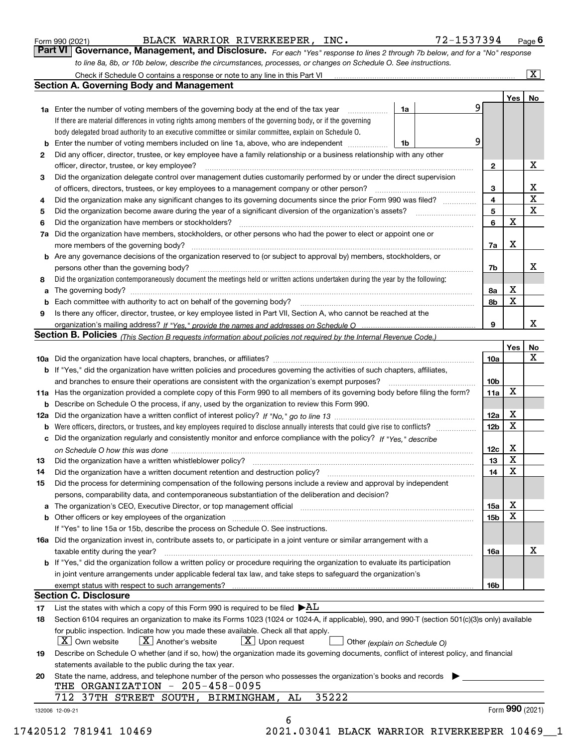Form 990 (2021) BLACK WARRIOR RIVERKEEPER, INC. 72-1537394 Page 6

**Part VI Governance, Management, and Disclosure.** *For each "Yes" response to lines 2 through 7b below, and for a "No" response to line 8a, 8b, or 10b below, describe the circumstances, processes, or changes on Schedule O. See instructions.*

Check if Schedule O contains a response or note to any line in this Part VI [X]

## Section A. Governing Body and Management

| | | | | Yes | No |
|---|---|---|---|---|---|
| **1a** | Enter the number of voting members of the governing body at the end of the tax year. If there are material differences in voting rights among members of the governing body, or if the governing body delegated broad authority to an executive committee or similar committee, explain on Schedule O. | 1a | 9 | | |
| **b** | Enter the number of voting members included on line 1a, above, who are independent | 1b | 9 | | |
| **2** | Did any officer, director, trustee, or key employee have a family relationship or a business relationship with any other officer, director, trustee, or key employee? | | 2 | | X |
| **3** | Did the organization delegate control over management duties customarily performed by or under the direct supervision of officers, directors, trustees, or key employees to a management company or other person? | | 3 | | X |
| **4** | Did the organization make any significant changes to its governing documents since the prior Form 990 was filed? | | 4 | | X |
| **5** | Did the organization become aware during the year of a significant diversion of the organization's assets? | | 5 | | X |
| **6** | Did the organization have members or stockholders? | | 6 | X | |
| **7a** | Did the organization have members, stockholders, or other persons who had the power to elect or appoint one or more members of the governing body? | | 7a | X | |
| **b** | Are any governance decisions of the organization reserved to (or subject to approval by) members, stockholders, or persons other than the governing body? | | 7b | | X |
| **8** | Did the organization contemporaneously document the meetings held or written actions undertaken during the year by the following: | | | | |
| **a** | The governing body? | | 8a | X | |
| **b** | Each committee with authority to act on behalf of the governing body? | | 8b | X | |
| **9** | Is there any officer, director, trustee, or key employee listed in Part VII, Section A, who cannot be reached at the organization's mailing address? *If "Yes," provide the names and addresses on Schedule O* | | 9 | | X |

## Section B. Policies *(This Section B requests information about policies not required by the Internal Revenue Code.)*

| | | | Yes | No |
|---|---|---|---|---|
| **10a** | Did the organization have local chapters, branches, or affiliates? | 10a | | X |
| **b** | If "Yes," did the organization have written policies and procedures governing the activities of such chapters, affiliates, and branches to ensure their operations are consistent with the organization's exempt purposes? | 10b | | |
| **11a** | Has the organization provided a complete copy of this Form 990 to all members of its governing body before filing the form? | 11a | X | |
| **b** | Describe on Schedule O the process, if any, used by the organization to review this Form 990. | | | |
| **12a** | Did the organization have a written conflict of interest policy? *If "No," go to line 13* | 12a | X | |
| **b** | Were officers, directors, or trustees, and key employees required to disclose annually interests that could give rise to conflicts? | 12b | X | |
| **c** | Did the organization regularly and consistently monitor and enforce compliance with the policy? *If "Yes," describe on Schedule O how this was done* | 12c | X | |
| **13** | Did the organization have a written whistleblower policy? | 13 | X | |
| **14** | Did the organization have a written document retention and destruction policy? | 14 | X | |
| **15** | Did the process for determining compensation of the following persons include a review and approval by independent persons, comparability data, and contemporaneous substantiation of the deliberation and decision? | | | |
| **a** | The organization's CEO, Executive Director, or top management official | 15a | X | |
| **b** | Other officers or key employees of the organization | 15b | X | |
| | If "Yes" to line 15a or 15b, describe the process on Schedule O. See instructions. | | | |
| **16a** | Did the organization invest in, contribute assets to, or participate in a joint venture or similar arrangement with a taxable entity during the year? | 16a | | X |
| **b** | If "Yes," did the organization follow a written policy or procedure requiring the organization to evaluate its participation in joint venture arrangements under applicable federal tax law, and take steps to safeguard the organization's exempt status with respect to such arrangements? | 16b | | |

## Section C. Disclosure

**17** List the states with which a copy of this Form 990 is required to be filed ▶AL

**18** Section 6104 requires an organization to make its Forms 1023 (1024 or 1024-A, if applicable), 990, and 990-T (section 501(c)(3)s only) available for public inspection. Indicate how you made these available. Check all that apply.

[X] Own website [X] Another's website [X] Upon request [ ] Other *(explain on Schedule O)*

**19** Describe on Schedule O whether (and if so, how) the organization made its governing documents, conflict of interest policy, and financial statements available to the public during the tax year.

**20** State the name, address, and telephone number of the person who possesses the organization's books and records ▶

THE ORGANIZATION - 205-458-0095
712 37TH STREET SOUTH, BIRMINGHAM, AL 35222

132006 12-09-21 Form **990** (2021)

17420512 781941 10469 2021.03041 BLACK WARRIOR RIVERKEEPER 10469__1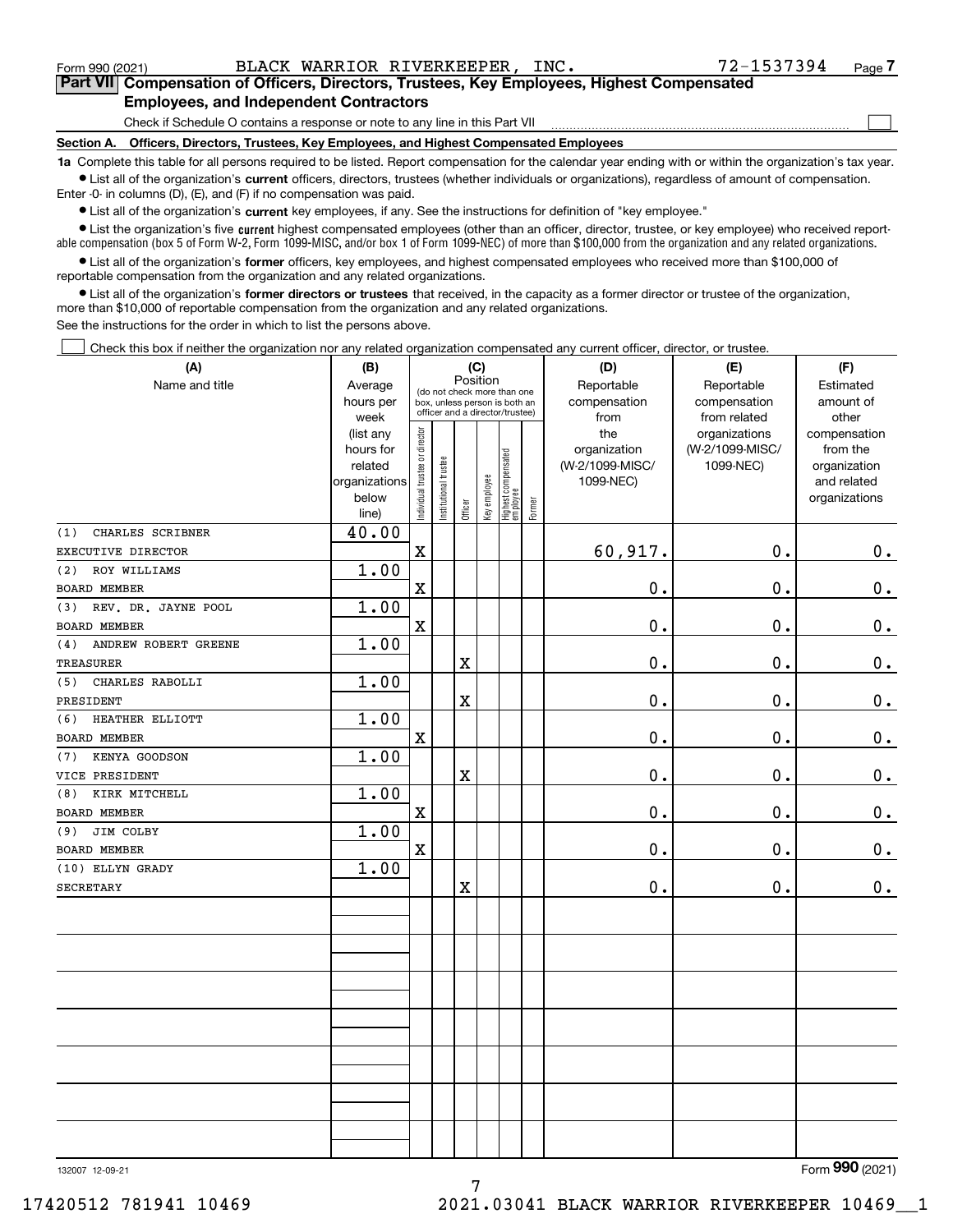Form 990 (2021) BLACK WARRIOR RIVERKEEPER, INC. 72-1537394 Page 7

## Part VII Compensation of Officers, Directors, Trustees, Key Employees, Highest Compensated Employees, and Independent Contractors

Check if Schedule O contains a response or note to any line in this Part VII

### Section A. Officers, Directors, Trustees, Key Employees, and Highest Compensated Employees

**1a** Complete this table for all persons required to be listed. Report compensation for the calendar year ending with or within the organization's tax year.

- List all of the organization's **current** officers, directors, trustees (whether individuals or organizations), regardless of amount of compensation. Enter -0- in columns (D), (E), and (F) if no compensation was paid.
- List all of the organization's **current** key employees, if any. See the instructions for definition of "key employee."
- List the organization's five **current** highest compensated employees (other than an officer, director, trustee, or key employee) who received reportable compensation (box 5 of Form W-2, Form 1099-MISC, and/or box 1 of Form 1099-NEC) of more than $100,000 from the organization and any related organizations.
- List all of the organization's **former** officers, key employees, and highest compensated employees who received more than $100,000 of reportable compensation from the organization and any related organizations.
- List all of the organization's **former directors or trustees** that received, in the capacity as a former director or trustee of the organization, more than $10,000 of reportable compensation from the organization and any related organizations.

See the instructions for the order in which to list the persons above.

Check this box if neither the organization nor any related organization compensated any current officer, director, or trustee.

| (A) Name and title | (B) Average hours per week (list any hours for related organizations below line) | (C) Position: Individual trustee or director | Institutional trustee | Officer | Key employee | Highest compensated employee | Former | (D) Reportable compensation from the organization (W-2/1099-MISC/1099-NEC) | (E) Reportable compensation from related organizations (W-2/1099-MISC/1099-NEC) | (F) Estimated amount of other compensation from the organization and related organizations |
|---|---|---|---|---|---|---|---|---|---|---|
| (1) CHARLES SCRIBNER<br>EXECUTIVE DIRECTOR | 40.00 | X | | | | | | 60,917. | 0. | 0. |
| (2) ROY WILLIAMS<br>BOARD MEMBER | 1.00 | X | | | | | | 0. | 0. | 0. |
| (3) REV. DR. JAYNE POOL<br>BOARD MEMBER | 1.00 | X | | | | | | 0. | 0. | 0. |
| (4) ANDREW ROBERT GREENE<br>TREASURER | 1.00 | | | X | | | | 0. | 0. | 0. |
| (5) CHARLES RABOLLI<br>PRESIDENT | 1.00 | | | X | | | | 0. | 0. | 0. |
| (6) HEATHER ELLIOTT<br>BOARD MEMBER | 1.00 | X | | | | | | 0. | 0. | 0. |
| (7) KENYA GOODSON<br>VICE PRESIDENT | 1.00 | | | X | | | | 0. | 0. | 0. |
| (8) KIRK MITCHELL<br>BOARD MEMBER | 1.00 | X | | | | | | 0. | 0. | 0. |
| (9) JIM COLBY<br>BOARD MEMBER | 1.00 | X | | | | | | 0. | 0. | 0. |
| (10) ELLYN GRADY<br>SECRETARY | 1.00 | | | X | | | | 0. | 0. | 0. |

132007 12-09-21 Form 990 (2021)

17420512 781941 10469 2021.03041 BLACK WARRIOR RIVERKEEPER 10469__1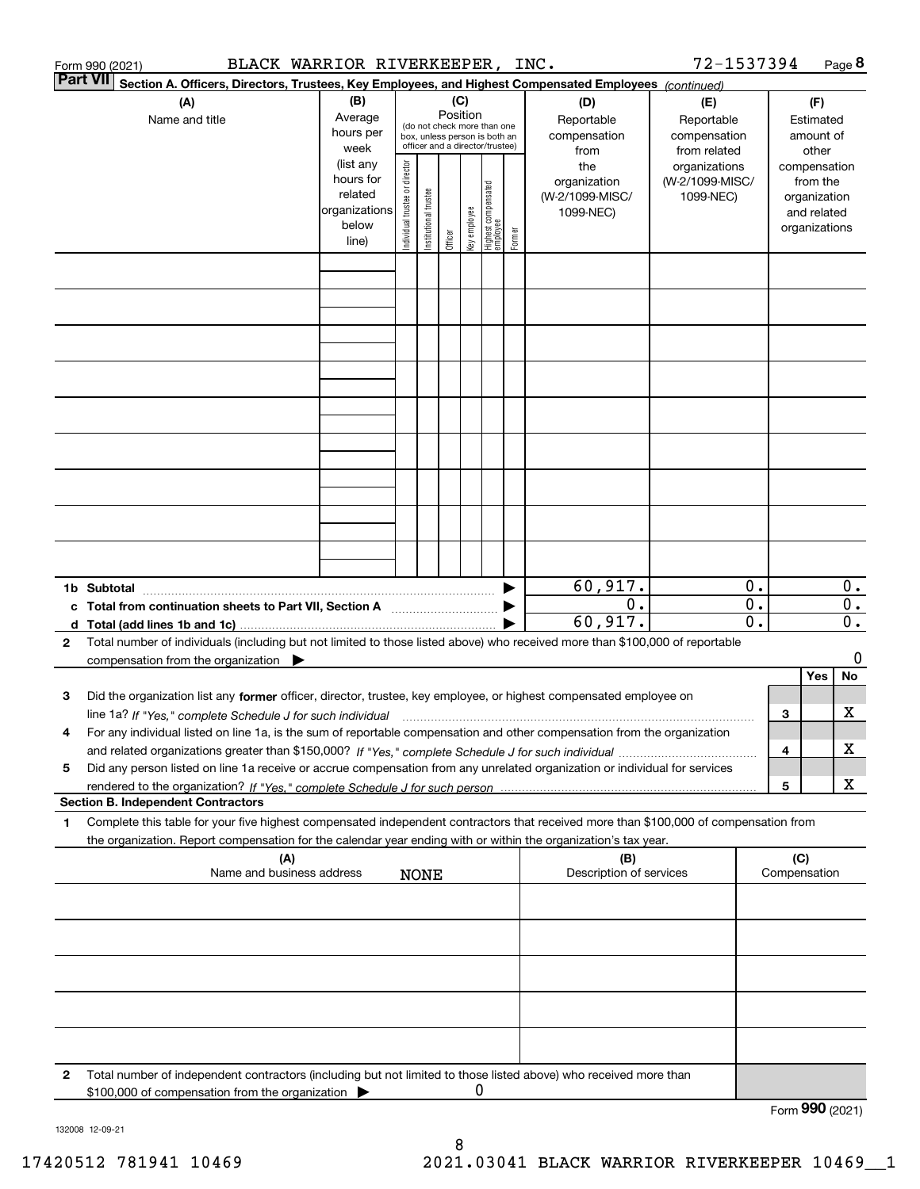Form 990 (2021) BLACK WARRIOR RIVERKEEPER, INC. 72-1537394 Page **8**

**Part VII** **Section A. Officers, Directors, Trustees, Key Employees, and Highest Compensated Employees** *(continued)*

| (A) Name and title | (B) Average hours per week (list any hours for related organizations below line) | (C) Position (do not check more than one box, unless person is both an officer and a director/trustee): Individual trustee or director | Institutional trustee | Officer | Key employee | Highest compensated employee | Former | (D) Reportable compensation from the organization (W-2/1099-MISC/ 1099-NEC) | (E) Reportable compensation from related organizations (W-2/1099-MISC/ 1099-NEC) | (F) Estimated amount of other compensation from the organization and related organizations |
|---|---|---|---|---|---|---|---|---|---|---|
| | | | | | | | | | | |
| | | | | | | | | | | |
| | | | | | | | | | | |
| | | | | | | | | | | |
| | | | | | | | | | | |
| | | | | | | | | | | |
| | | | | | | | | | | |
| | | | | | | | | | | |
| | | | | | | | | | | |
| **1b Subtotal** | | | | | | | | 60,917. | 0. | 0. |
| **c Total from continuation sheets to Part VII, Section A** | | | | | | | | 0. | 0. | 0. |
| **d Total (add lines 1b and 1c)** | | | | | | | | 60,917. | 0. | 0. |

**2** Total number of individuals (including but not limited to those listed above) who received more than $100,000 of reportable compensation from the organization ▶ 0

| | | | Yes | No |
|---|---|---|---|---|
| **3** | Did the organization list any **former** officer, director, trustee, key employee, or highest compensated employee on line 1a? *If "Yes," complete Schedule J for such individual* | 3 | | X |
| **4** | For any individual listed on line 1a, is the sum of reportable compensation and other compensation from the organization and related organizations greater than $150,000? *If "Yes," complete Schedule J for such individual* | 4 | | X |
| **5** | Did any person listed on line 1a receive or accrue compensation from any unrelated organization or individual for services rendered to the organization? *If "Yes," complete Schedule J for such person* | 5 | | X |

**Section B. Independent Contractors**

**1** Complete this table for your five highest compensated independent contractors that received more than $100,000 of compensation from the organization. Report compensation for the calendar year ending with or within the organization's tax year.

| (A) Name and business address | (B) Description of services | (C) Compensation |
|---|---|---|
| NONE | | |
| | | |
| | | |
| | | |
| | | |

**2** Total number of independent contractors (including but not limited to those listed above) who received more than $100,000 of compensation from the organization ▶ 0

Form **990** (2021)

132008 12-09-21

17420512 781941 10469 2021.03041 BLACK WARRIOR RIVERKEEPER 10469__1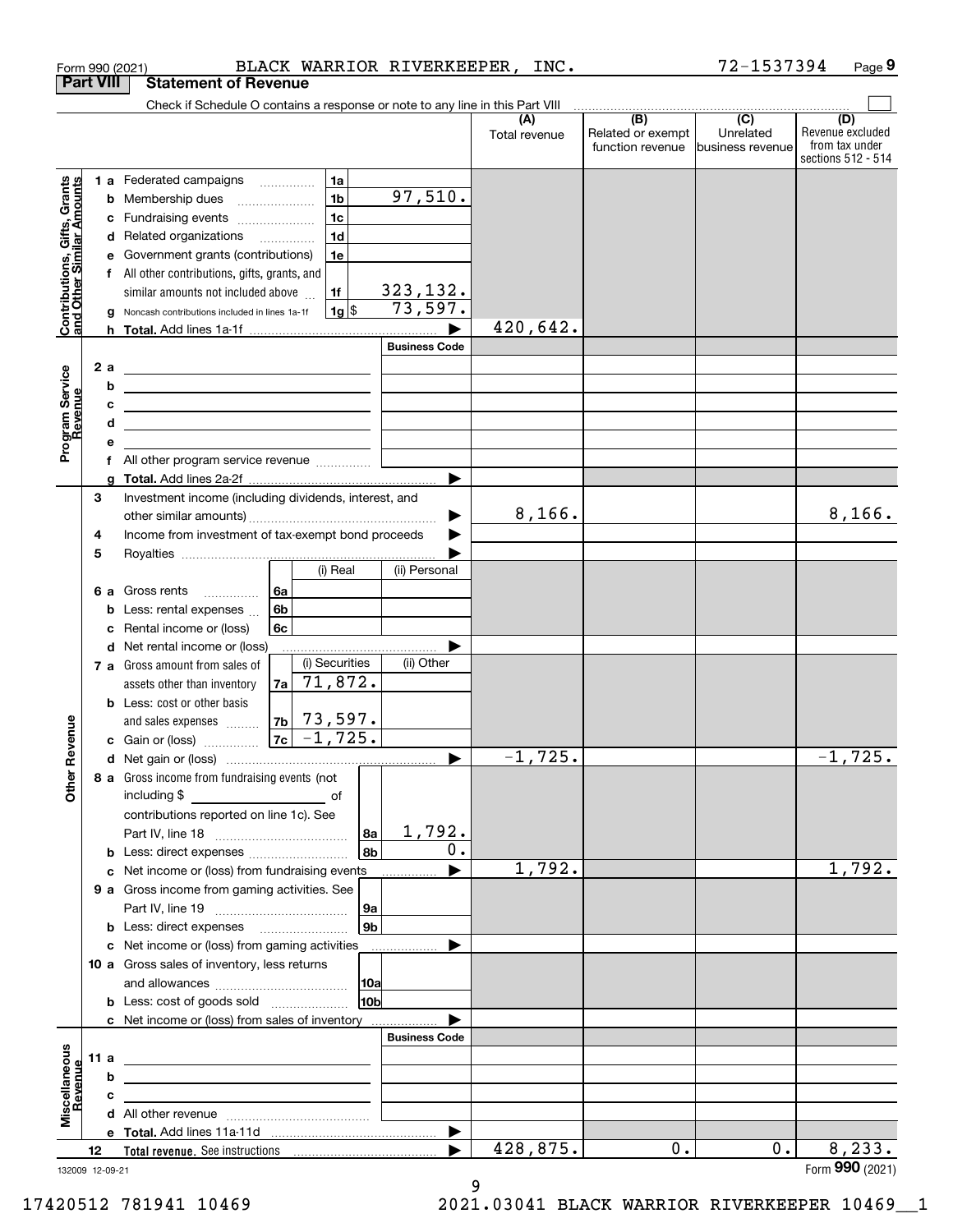Form 990 (2021) BLACK WARRIOR RIVERKEEPER, INC. 72-1537394 Page 9

## Part VIII Statement of Revenue

Check if Schedule O contains a response or note to any line in this Part VIII ☐

| | | | | (A) Total revenue | (B) Related or exempt function revenue | (C) Unrelated business revenue | (D) Revenue excluded from tax under sections 512 - 514 |
|---|---|---|---|---|---|---|---|
| **Contributions, Gifts, Grants and Other Similar Amounts** | 1 a Federated campaigns | 1a | | | | | |
| | b Membership dues | 1b | 97,510. | | | | |
| | c Fundraising events | 1c | | | | | |
| | d Related organizations | 1d | | | | | |
| | e Government grants (contributions) | 1e | | | | | |
| | f All other contributions, gifts, grants, and similar amounts not included above | 1f | 323,132. | | | | |
| | g Noncash contributions included in lines 1a-1f | 1g $ | 73,597. | | | | |
| | h **Total.** Add lines 1a-1f | | ▶ | 420,642. | | | |
| **Program Service Revenue** | | | Business Code | | | | |
| | 2 a | | | | | | |
| | b | | | | | | |
| | c | | | | | | |
| | d | | | | | | |
| | e | | | | | | |
| | f All other program service revenue | | | | | | |
| | g **Total.** Add lines 2a-2f | | ▶ | | | | |
| **Other Revenue** | 3 Investment income (including dividends, interest, and other similar amounts) | | ▶ | 8,166. | | | 8,166. |
| | 4 Income from investment of tax-exempt bond proceeds | | ▶ | | | | |
| | 5 Royalties | | ▶ | | | | |
| | | (i) Real | (ii) Personal | | | | |
| | 6 a Gross rents 6a | | | | | | |
| | b Less: rental expenses 6b | | | | | | |
| | c Rental income or (loss) 6c | | | | | | |
| | d Net rental income or (loss) | | ▶ | | | | |
| | | (i) Securities | (ii) Other | | | | |
| | 7 a Gross amount from sales of assets other than inventory 7a | 71,872. | | | | | |
| | b Less: cost or other basis and sales expenses 7b | 73,597. | | | | | |
| | c Gain or (loss) 7c | -1,725. | | | | | |
| | d Net gain or (loss) | | ▶ | -1,725. | | | -1,725. |
| | 8 a Gross income from fundraising events (not including $ ______ of contributions reported on line 1c). See Part IV, line 18 | 8a | 1,792. | | | | |
| | b Less: direct expenses | 8b | 0. | | | | |
| | c Net income or (loss) from fundraising events | | ▶ | 1,792. | | | 1,792. |
| | 9 a Gross income from gaming activities. See Part IV, line 19 | 9a | | | | | |
| | b Less: direct expenses | 9b | | | | | |
| | c Net income or (loss) from gaming activities | | ▶ | | | | |
| | 10 a Gross sales of inventory, less returns and allowances | 10a | | | | | |
| | b Less: cost of goods sold | 10b | | | | | |
| | c Net income or (loss) from sales of inventory | | ▶ | | | | |
| **Miscellaneous Revenue** | | | Business Code | | | | |
| | 11 a | | | | | | |
| | b | | | | | | |
| | c | | | | | | |
| | d All other revenue | | | | | | |
| | e **Total.** Add lines 11a-11d | | ▶ | | | | |
| | 12 **Total revenue.** See instructions | | ▶ | 428,875. | 0. | 0. | 8,233. |

132009 12-09-21 Form **990** (2021)

17420512 781941 10469 2021.03041 BLACK WARRIOR RIVERKEEPER 10469__1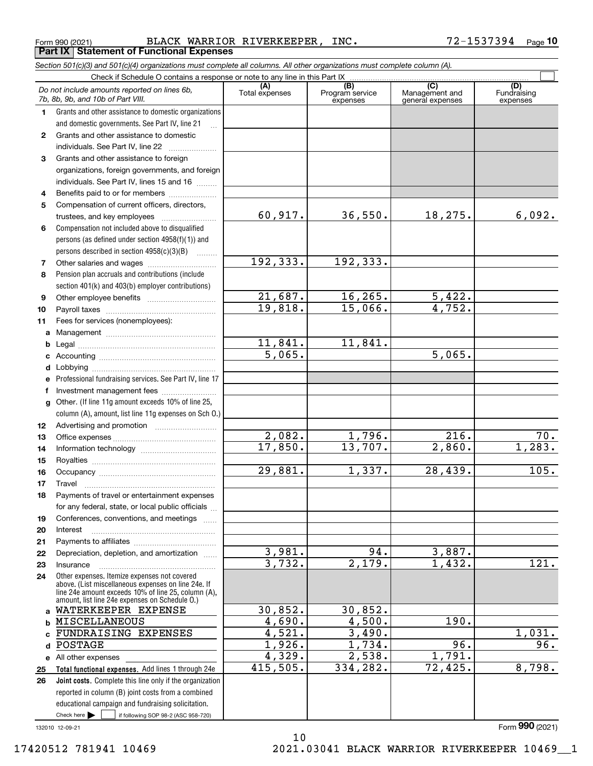Form 990 (2021) BLACK WARRIOR RIVERKEEPER, INC. 72-1537394 Page 10

**Part IX Statement of Functional Expenses**

*Section 501(c)(3) and 501(c)(4) organizations must complete all columns. All other organizations must complete column (A).*

Check if Schedule O contains a response or note to any line in this Part IX ☐

| *Do not include amounts reported on lines 6b, 7b, 8b, 9b, and 10b of Part VIII.* | (A) Total expenses | (B) Program service expenses | (C) Management and general expenses | (D) Fundraising expenses |
|---|---|---|---|---|
| **1** Grants and other assistance to domestic organizations and domestic governments. See Part IV, line 21 | | | | |
| **2** Grants and other assistance to domestic individuals. See Part IV, line 22 | | | | |
| **3** Grants and other assistance to foreign organizations, foreign governments, and foreign individuals. See Part IV, lines 15 and 16 | | | | |
| **4** Benefits paid to or for members | | | | |
| **5** Compensation of current officers, directors, trustees, and key employees | 60,917. | 36,550. | 18,275. | 6,092. |
| **6** Compensation not included above to disqualified persons (as defined under section 4958(f)(1)) and persons described in section 4958(c)(3)(B) | | | | |
| **7** Other salaries and wages | 192,333. | 192,333. | | |
| **8** Pension plan accruals and contributions (include section 401(k) and 403(b) employer contributions) | | | | |
| **9** Other employee benefits | 21,687. | 16,265. | 5,422. | |
| **10** Payroll taxes | 19,818. | 15,066. | 4,752. | |
| **11** Fees for services (nonemployees): | | | | |
| **a** Management | | | | |
| **b** Legal | 11,841. | 11,841. | | |
| **c** Accounting | 5,065. | | 5,065. | |
| **d** Lobbying | | | | |
| **e** Professional fundraising services. See Part IV, line 17 | | | | |
| **f** Investment management fees | | | | |
| **g** Other. (If line 11g amount exceeds 10% of line 25, column (A), amount, list line 11g expenses on Sch O.) | | | | |
| **12** Advertising and promotion | | | | |
| **13** Office expenses | 2,082. | 1,796. | 216. | 70. |
| **14** Information technology | 17,850. | 13,707. | 2,860. | 1,283. |
| **15** Royalties | | | | |
| **16** Occupancy | 29,881. | 1,337. | 28,439. | 105. |
| **17** Travel | | | | |
| **18** Payments of travel or entertainment expenses for any federal, state, or local public officials | | | | |
| **19** Conferences, conventions, and meetings | | | | |
| **20** Interest | | | | |
| **21** Payments to affiliates | | | | |
| **22** Depreciation, depletion, and amortization | 3,981. | 94. | 3,887. | |
| **23** Insurance | 3,732. | 2,179. | 1,432. | 121. |
| **24** Other expenses. Itemize expenses not covered above. (List miscellaneous expenses on line 24e. If line 24e amount exceeds 10% of line 25, column (A), amount, list line 24e expenses on Schedule O.) | | | | |
| **a** WATERKEEPER EXPENSE | 30,852. | 30,852. | | |
| **b** MISCELLANEOUS | 4,690. | 4,500. | 190. | |
| **c** FUNDRAISING EXPENSES | 4,521. | 3,490. | | 1,031. |
| **d** POSTAGE | 1,926. | 1,734. | 96. | 96. |
| **e** All other expenses | 4,329. | 2,538. | 1,791. | |
| **25 Total functional expenses.** Add lines 1 through 24e | 415,505. | 334,282. | 72,425. | 8,798. |
| **26 Joint costs.** Complete this line only if the organization reported in column (B) joint costs from a combined educational campaign and fundraising solicitation. Check here ☐ if following SOP 98-2 (ASC 958-720) | | | | |

132010 12-09-21

Form **990** (2021)

17420512 781941 10469 2021.03041 BLACK WARRIOR RIVERKEEPER 10469__1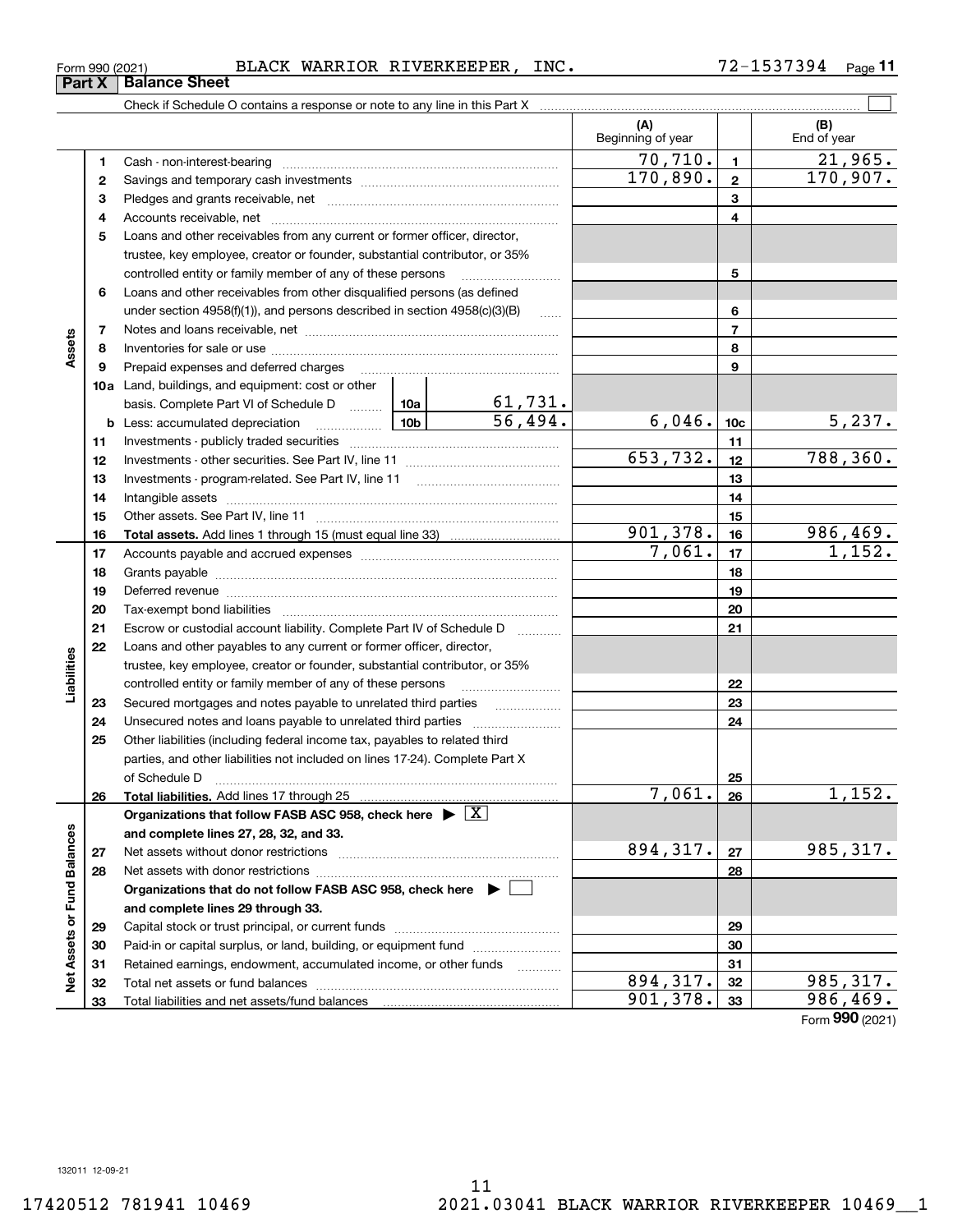Form 990 (2021) BLACK WARRIOR RIVERKEEPER, INC. 72-1537394 Page 11

**Part X Balance Sheet**

Check if Schedule O contains a response or note to any line in this Part X ☐

| | | | (A) Beginning of year | | (B) End of year |
|---|---|---|---|---|---|
| **Assets** | 1 | Cash - non-interest-bearing | 70,710. | 1 | 21,965. |
| | 2 | Savings and temporary cash investments | 170,890. | 2 | 170,907. |
| | 3 | Pledges and grants receivable, net | | 3 | |
| | 4 | Accounts receivable, net | | 4 | |
| | 5 | Loans and other receivables from any current or former officer, director, trustee, key employee, creator or founder, substantial contributor, or 35% controlled entity or family member of any of these persons | | 5 | |
| | 6 | Loans and other receivables from other disqualified persons (as defined under section 4958(f)(1)), and persons described in section 4958(c)(3)(B) | | 6 | |
| | 7 | Notes and loans receivable, net | | 7 | |
| | 8 | Inventories for sale or use | | 8 | |
| | 9 | Prepaid expenses and deferred charges | | 9 | |
| | 10a | Land, buildings, and equipment: cost or other basis. Complete Part VI of Schedule D — 10a: 61,731. | | | |
| | b | Less: accumulated depreciation — 10b: 56,494. | 6,046. | 10c | 5,237. |
| | 11 | Investments - publicly traded securities | | 11 | |
| | 12 | Investments - other securities. See Part IV, line 11 | 653,732. | 12 | 788,360. |
| | 13 | Investments - program-related. See Part IV, line 11 | | 13 | |
| | 14 | Intangible assets | | 14 | |
| | 15 | Other assets. See Part IV, line 11 | | 15 | |
| | 16 | **Total assets.** Add lines 1 through 15 (must equal line 33) | 901,378. | 16 | 986,469. |
| **Liabilities** | 17 | Accounts payable and accrued expenses | 7,061. | 17 | 1,152. |
| | 18 | Grants payable | | 18 | |
| | 19 | Deferred revenue | | 19 | |
| | 20 | Tax-exempt bond liabilities | | 20 | |
| | 21 | Escrow or custodial account liability. Complete Part IV of Schedule D | | 21 | |
| | 22 | Loans and other payables to any current or former officer, director, trustee, key employee, creator or founder, substantial contributor, or 35% controlled entity or family member of any of these persons | | 22 | |
| | 23 | Secured mortgages and notes payable to unrelated third parties | | 23 | |
| | 24 | Unsecured notes and loans payable to unrelated third parties | | 24 | |
| | 25 | Other liabilities (including federal income tax, payables to related third parties, and other liabilities not included on lines 17-24). Complete Part X of Schedule D | | 25 | |
| | 26 | **Total liabilities.** Add lines 17 through 25 | 7,061. | 26 | 1,152. |
| **Net Assets or Fund Balances** | | **Organizations that follow FASB ASC 958, check here ▶ ☒ and complete lines 27, 28, 32, and 33.** | | | |
| | 27 | Net assets without donor restrictions | 894,317. | 27 | 985,317. |
| | 28 | Net assets with donor restrictions | | 28 | |
| | | **Organizations that do not follow FASB ASC 958, check here ▶ ☐ and complete lines 29 through 33.** | | | |
| | 29 | Capital stock or trust principal, or current funds | | 29 | |
| | 30 | Paid-in or capital surplus, or land, building, or equipment fund | | 30 | |
| | 31 | Retained earnings, endowment, accumulated income, or other funds | | 31 | |
| | 32 | Total net assets or fund balances | 894,317. | 32 | 985,317. |
| | 33 | Total liabilities and net assets/fund balances | 901,378. | 33 | 986,469. |

Form **990** (2021)

132011 12-09-21

17420512 781941 10469 2021.03041 BLACK WARRIOR RIVERKEEPER 10469__1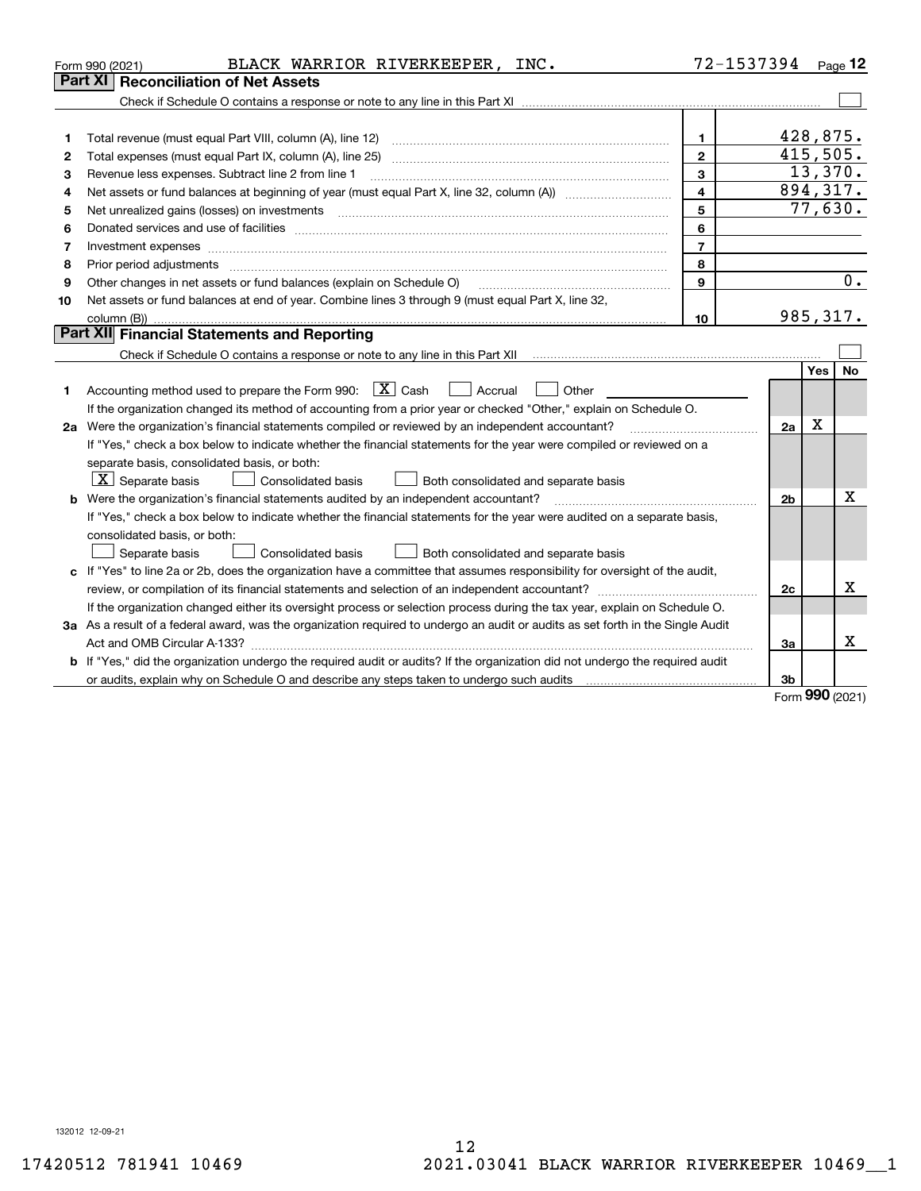Form 990 (2021) BLACK WARRIOR RIVERKEEPER, INC. 72-1537394 Page 12

## Part XI Reconciliation of Net Assets

Check if Schedule O contains a response or note to any line in this Part XI ☐

| | | | |
|---|---|---|---|
| 1 | Total revenue (must equal Part VIII, column (A), line 12) | 1 | 428,875. |
| 2 | Total expenses (must equal Part IX, column (A), line 25) | 2 | 415,505. |
| 3 | Revenue less expenses. Subtract line 2 from line 1 | 3 | 13,370. |
| 4 | Net assets or fund balances at beginning of year (must equal Part X, line 32, column (A)) | 4 | 894,317. |
| 5 | Net unrealized gains (losses) on investments | 5 | 77,630. |
| 6 | Donated services and use of facilities | 6 | |
| 7 | Investment expenses | 7 | |
| 8 | Prior period adjustments | 8 | |
| 9 | Other changes in net assets or fund balances (explain on Schedule O) | 9 | 0. |
| 10 | Net assets or fund balances at end of year. Combine lines 3 through 9 (must equal Part X, line 32, column (B)) | 10 | 985,317. |

## Part XII Financial Statements and Reporting

Check if Schedule O contains a response or note to any line in this Part XII ☐

| | | | Yes | No |
|---|---|---|---|---|
| 1 | Accounting method used to prepare the Form 990: ☒ Cash ☐ Accrual ☐ Other<br>If the organization changed its method of accounting from a prior year or checked "Other," explain on Schedule O. | | | |
| 2a | Were the organization's financial statements compiled or reviewed by an independent accountant? | 2a | X | |
| | If "Yes," check a box below to indicate whether the financial statements for the year were compiled or reviewed on a separate basis, consolidated basis, or both:<br>☒ Separate basis ☐ Consolidated basis ☐ Both consolidated and separate basis | | | |
| b | Were the organization's financial statements audited by an independent accountant? | 2b | | X |
| | If "Yes," check a box below to indicate whether the financial statements for the year were audited on a separate basis, consolidated basis, or both:<br>☐ Separate basis ☐ Consolidated basis ☐ Both consolidated and separate basis | | | |
| c | If "Yes" to line 2a or 2b, does the organization have a committee that assumes responsibility for oversight of the audit, review, or compilation of its financial statements and selection of an independent accountant? | 2c | | X |
| | If the organization changed either its oversight process or selection process during the tax year, explain on Schedule O. | | | |
| 3a | As a result of a federal award, was the organization required to undergo an audit or audits as set forth in the Single Audit Act and OMB Circular A-133? | 3a | | X |
| b | If "Yes," did the organization undergo the required audit or audits? If the organization did not undergo the required audit or audits, explain why on Schedule O and describe any steps taken to undergo such audits | 3b | | |

Form 990 (2021)

132012 12-09-21

17420512 781941 10469 2021.03041 BLACK WARRIOR RIVERKEEPER 10469__1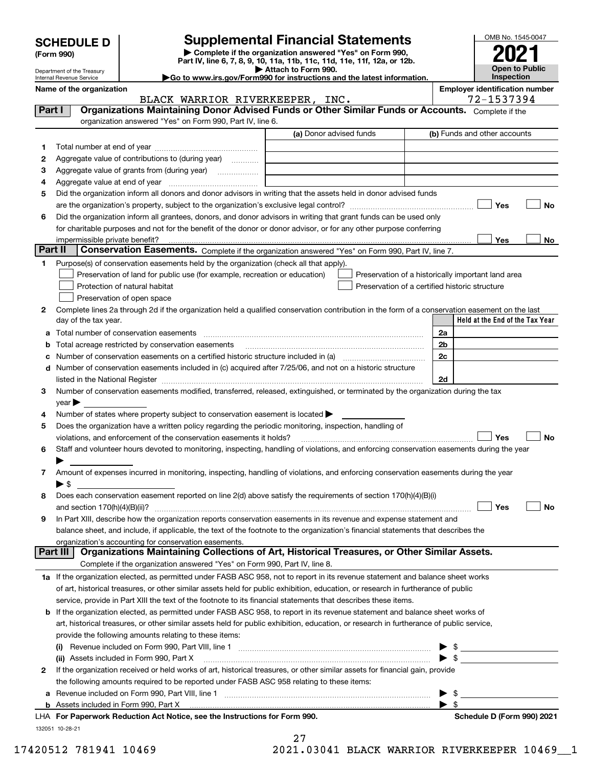# SCHEDULE D (Form 990)

Department of the Treasury
Internal Revenue Service

## Supplemental Financial Statements

▶ Complete if the organization answered "Yes" on Form 990, Part IV, line 6, 7, 8, 9, 10, 11a, 11b, 11c, 11d, 11e, 11f, 12a, or 12b.
▶ Attach to Form 990.
▶ Go to www.irs.gov/Form990 for instructions and the latest information.

OMB No. 1545-0047

**2021**

**Open to Public Inspection**

Name of the organization: BLACK WARRIOR RIVERKEEPER, INC.

Employer identification number: 72-1537394

## Part I Organizations Maintaining Donor Advised Funds or Other Similar Funds or Accounts.

Complete if the organization answered "Yes" on Form 990, Part IV, line 6.

| | | (a) Donor advised funds | (b) Funds and other accounts |
|---|---|---|---|
| 1 | Total number at end of year | | |
| 2 | Aggregate value of contributions to (during year) | | |
| 3 | Aggregate value of grants from (during year) | | |
| 4 | Aggregate value at end of year | | |

5 Did the organization inform all donors and donor advisors in writing that the assets held in donor advised funds are the organization's property, subject to the organization's exclusive legal control? ☐ Yes ☐ No

6 Did the organization inform all grantees, donors, and donor advisors in writing that grant funds can be used only for charitable purposes and not for the benefit of the donor or donor advisor, or for any other purpose conferring impermissible private benefit? ☐ Yes ☐ No

## Part II Conservation Easements.

Complete if the organization answered "Yes" on Form 990, Part IV, line 7.

1 Purpose(s) of conservation easements held by the organization (check all that apply).

- ☐ Preservation of land for public use (for example, recreation or education)
- ☐ Protection of natural habitat
- ☐ Preservation of open space
- ☐ Preservation of a historically important land area
- ☐ Preservation of a certified historic structure

2 Complete lines 2a through 2d if the organization held a qualified conservation contribution in the form of a conservation easement on the last day of the tax year.

| | | | Held at the End of the Tax Year |
|---|---|---|---|
| a | Total number of conservation easements | 2a | |
| b | Total acreage restricted by conservation easements | 2b | |
| c | Number of conservation easements on a certified historic structure included in (a) | 2c | |
| d | Number of conservation easements included in (c) acquired after 7/25/06, and not on a historic structure listed in the National Register | 2d | |

3 Number of conservation easements modified, transferred, released, extinguished, or terminated by the organization during the tax year ▶

4 Number of states where property subject to conservation easement is located ▶

5 Does the organization have a written policy regarding the periodic monitoring, inspection, handling of violations, and enforcement of the conservation easements it holds? ☐ Yes ☐ No

6 Staff and volunteer hours devoted to monitoring, inspecting, handling of violations, and enforcing conservation easements during the year ▶

7 Amount of expenses incurred in monitoring, inspecting, handling of violations, and enforcing conservation easements during the year ▶ $

8 Does each conservation easement reported on line 2(d) above satisfy the requirements of section 170(h)(4)(B)(i) and section 170(h)(4)(B)(ii)? ☐ Yes ☐ No

9 In Part XIII, describe how the organization reports conservation easements in its revenue and expense statement and balance sheet, and include, if applicable, the text of the footnote to the organization's financial statements that describes the organization's accounting for conservation easements.

## Part III Organizations Maintaining Collections of Art, Historical Treasures, or Other Similar Assets.

Complete if the organization answered "Yes" on Form 990, Part IV, line 8.

1a If the organization elected, as permitted under FASB ASC 958, not to report in its revenue statement and balance sheet works of art, historical treasures, or other similar assets held for public exhibition, education, or research in furtherance of public service, provide in Part XIII the text of the footnote to its financial statements that describes these items.

b If the organization elected, as permitted under FASB ASC 958, to report in its revenue statement and balance sheet works of art, historical treasures, or other similar assets held for public exhibition, education, or research in furtherance of public service, provide the following amounts relating to these items:

(i) Revenue included on Form 990, Part VIII, line 1 ▶ $

(ii) Assets included in Form 990, Part X ▶ $

2 If the organization received or held works of art, historical treasures, or other similar assets for financial gain, provide the following amounts required to be reported under FASB ASC 958 relating to these items:

a Revenue included on Form 990, Part VIII, line 1 ▶ $

b Assets included in Form 990, Part X ▶ $

LHA For Paperwork Reduction Act Notice, see the Instructions for Form 990. Schedule D (Form 990) 2021

132051 10-28-21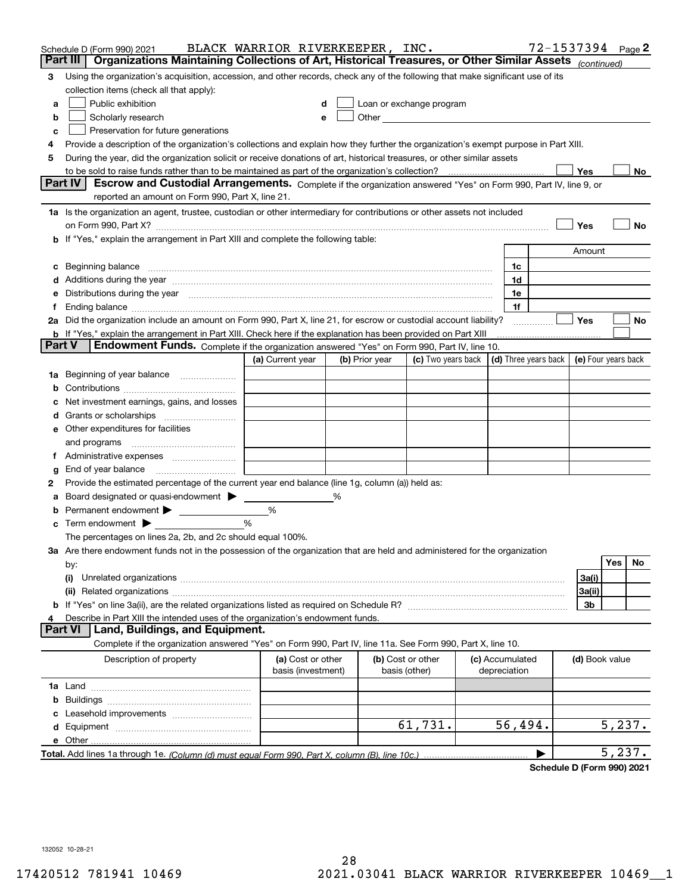Schedule D (Form 990) 2021 BLACK WARRIOR RIVERKEEPER, INC. 72-1537394 Page 2

## Part III Organizations Maintaining Collections of Art, Historical Treasures, or Other Similar Assets *(continued)*

3 Using the organization's acquisition, accession, and other records, check any of the following that make significant use of its collection items (check all that apply):

- a ☐ Public exhibition
- b ☐ Scholarly research
- c ☐ Preservation for future generations
- d ☐ Loan or exchange program
- e ☐ Other

4 Provide a description of the organization's collections and explain how they further the organization's exempt purpose in Part XIII.

5 During the year, did the organization solicit or receive donations of art, historical treasures, or other similar assets to be sold to raise funds rather than to be maintained as part of the organization's collection? ☐ Yes ☐ No

## Part IV Escrow and Custodial Arrangements.

Complete if the organization answered "Yes" on Form 990, Part IV, line 9, or reported an amount on Form 990, Part X, line 21.

1a Is the organization an agent, trustee, custodian or other intermediary for contributions or other assets not included on Form 990, Part X? ☐ Yes ☐ No

b If "Yes," explain the arrangement in Part XIII and complete the following table:

| | | Amount |
|---|---|---|
| c Beginning balance | 1c | |
| d Additions during the year | 1d | |
| e Distributions during the year | 1e | |
| f Ending balance | 1f | |

2a Did the organization include an amount on Form 990, Part X, line 21, for escrow or custodial account liability? ☐ Yes ☐ No

b If "Yes," explain the arrangement in Part XIII. Check here if the explanation has been provided on Part XIII ☐

## Part V Endowment Funds.

Complete if the organization answered "Yes" on Form 990, Part IV, line 10.

| | (a) Current year | (b) Prior year | (c) Two years back | (d) Three years back | (e) Four years back |
|---|---|---|---|---|---|
| 1a Beginning of year balance | | | | | |
| b Contributions | | | | | |
| c Net investment earnings, gains, and losses | | | | | |
| d Grants or scholarships | | | | | |
| e Other expenditures for facilities and programs | | | | | |
| f Administrative expenses | | | | | |
| g End of year balance | | | | | |

2 Provide the estimated percentage of the current year end balance (line 1g, column (a)) held as:

- a Board designated or quasi-endowment ▶ %
- b Permanent endowment ▶ %
- c Term endowment ▶ %

The percentages on lines 2a, 2b, and 2c should equal 100%.

3a Are there endowment funds not in the possession of the organization that are held and administered for the organization by:

| | | Yes | No |
|---|---|---|---|
| (i) Unrelated organizations | 3a(i) | | |
| (ii) Related organizations | 3a(ii) | | |
| b If "Yes" on line 3a(ii), are the related organizations listed as required on Schedule R? | 3b | | |

4 Describe in Part XIII the intended uses of the organization's endowment funds.

## Part VI Land, Buildings, and Equipment.

Complete if the organization answered "Yes" on Form 990, Part IV, line 11a. See Form 990, Part X, line 10.

| Description of property | (a) Cost or other basis (investment) | (b) Cost or other basis (other) | (c) Accumulated depreciation | (d) Book value |
|---|---|---|---|---|
| 1a Land | | | | |
| b Buildings | | | | |
| c Leasehold improvements | | | | |
| d Equipment | | 61,731. | 56,494. | 5,237. |
| e Other | | | | |
| **Total.** Add lines 1a through 1e. *(Column (d) must equal Form 990, Part X, column (B), line 10c.)* | | | ▶ | 5,237. |

**Schedule D (Form 990) 2021**

132052 10-28-21

17420512 781941 10469 2021.03041 BLACK WARRIOR RIVERKEEPER 10469__1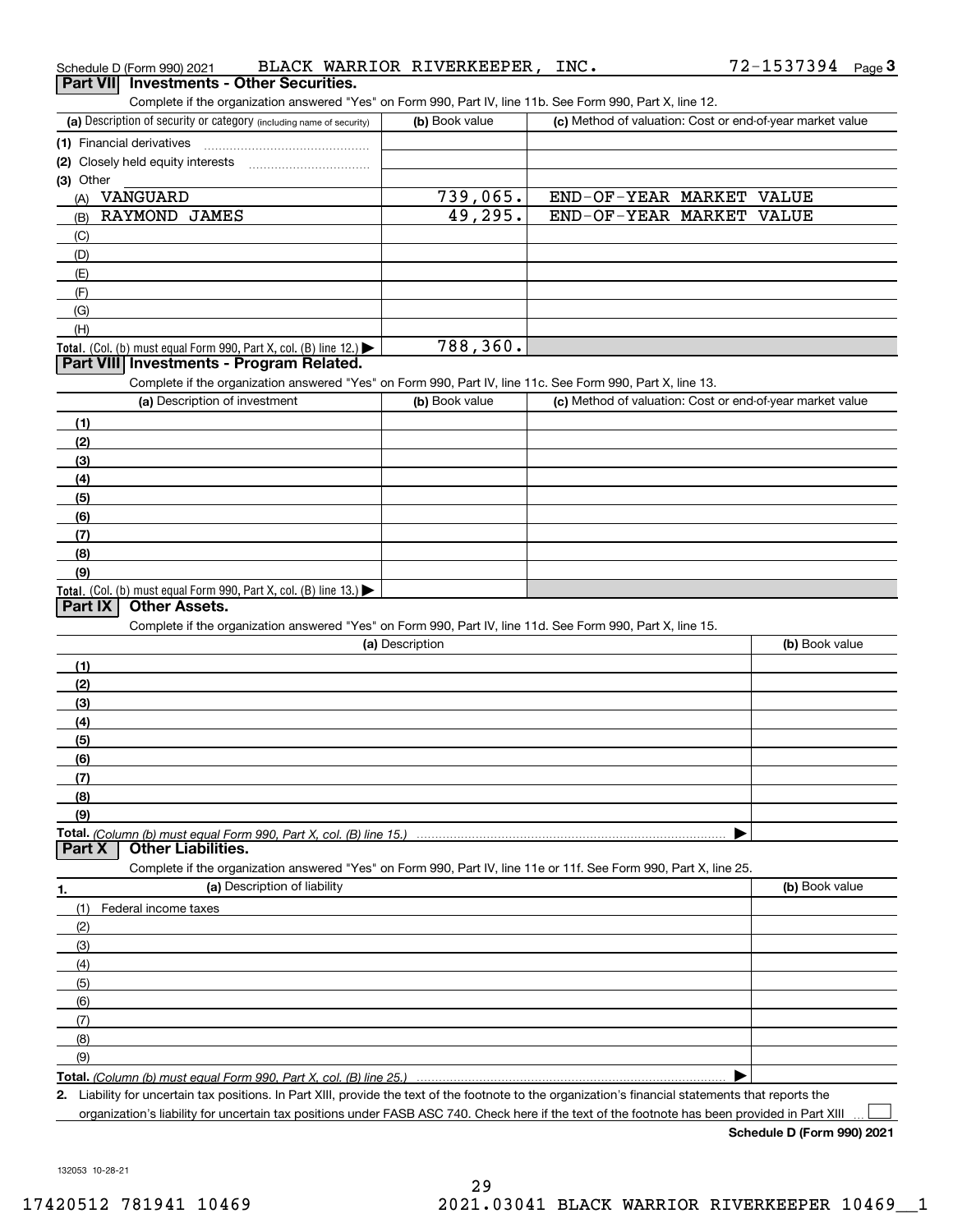Schedule D (Form 990) 2021 BLACK WARRIOR RIVERKEEPER, INC. 72-1537394 Page 3

## Part VII Investments - Other Securities.

Complete if the organization answered "Yes" on Form 990, Part IV, line 11b. See Form 990, Part X, line 12.

| (a) Description of security or category (including name of security) | (b) Book value | (c) Method of valuation: Cost or end-of-year market value |
|---|---|---|
| (1) Financial derivatives | | |
| (2) Closely held equity interests | | |
| (3) Other | | |
| (A) VANGUARD | 739,065. | END-OF-YEAR MARKET VALUE |
| (B) RAYMOND JAMES | 49,295. | END-OF-YEAR MARKET VALUE |
| (C) | | |
| (D) | | |
| (E) | | |
| (F) | | |
| (G) | | |
| (H) | | |
| Total. (Col. (b) must equal Form 990, Part X, col. (B) line 12.) | 788,360. | |

## Part VIII Investments - Program Related.

Complete if the organization answered "Yes" on Form 990, Part IV, line 11c. See Form 990, Part X, line 13.

| (a) Description of investment | (b) Book value | (c) Method of valuation: Cost or end-of-year market value |
|---|---|---|
| (1) | | |
| (2) | | |
| (3) | | |
| (4) | | |
| (5) | | |
| (6) | | |
| (7) | | |
| (8) | | |
| (9) | | |
| Total. (Col. (b) must equal Form 990, Part X, col. (B) line 13.) | | |

## Part IX Other Assets.

Complete if the organization answered "Yes" on Form 990, Part IV, line 11d. See Form 990, Part X, line 15.

| (a) Description | (b) Book value |
|---|---|
| (1) | |
| (2) | |
| (3) | |
| (4) | |
| (5) | |
| (6) | |
| (7) | |
| (8) | |
| (9) | |
| Total. (Column (b) must equal Form 990, Part X, col. (B) line 15.) | |

## Part X Other Liabilities.

Complete if the organization answered "Yes" on Form 990, Part IV, line 11e or 11f. See Form 990, Part X, line 25.

| 1. (a) Description of liability | (b) Book value |
|---|---|
| (1) Federal income taxes | |
| (2) | |
| (3) | |
| (4) | |
| (5) | |
| (6) | |
| (7) | |
| (8) | |
| (9) | |
| Total. (Column (b) must equal Form 990, Part X, col. (B) line 25.) | |

2. Liability for uncertain tax positions. In Part XIII, provide the text of the footnote to the organization's financial statements that reports the organization's liability for uncertain tax positions under FASB ASC 740. Check here if the text of the footnote has been provided in Part XIII ☐

Schedule D (Form 990) 2021

132053 10-28-21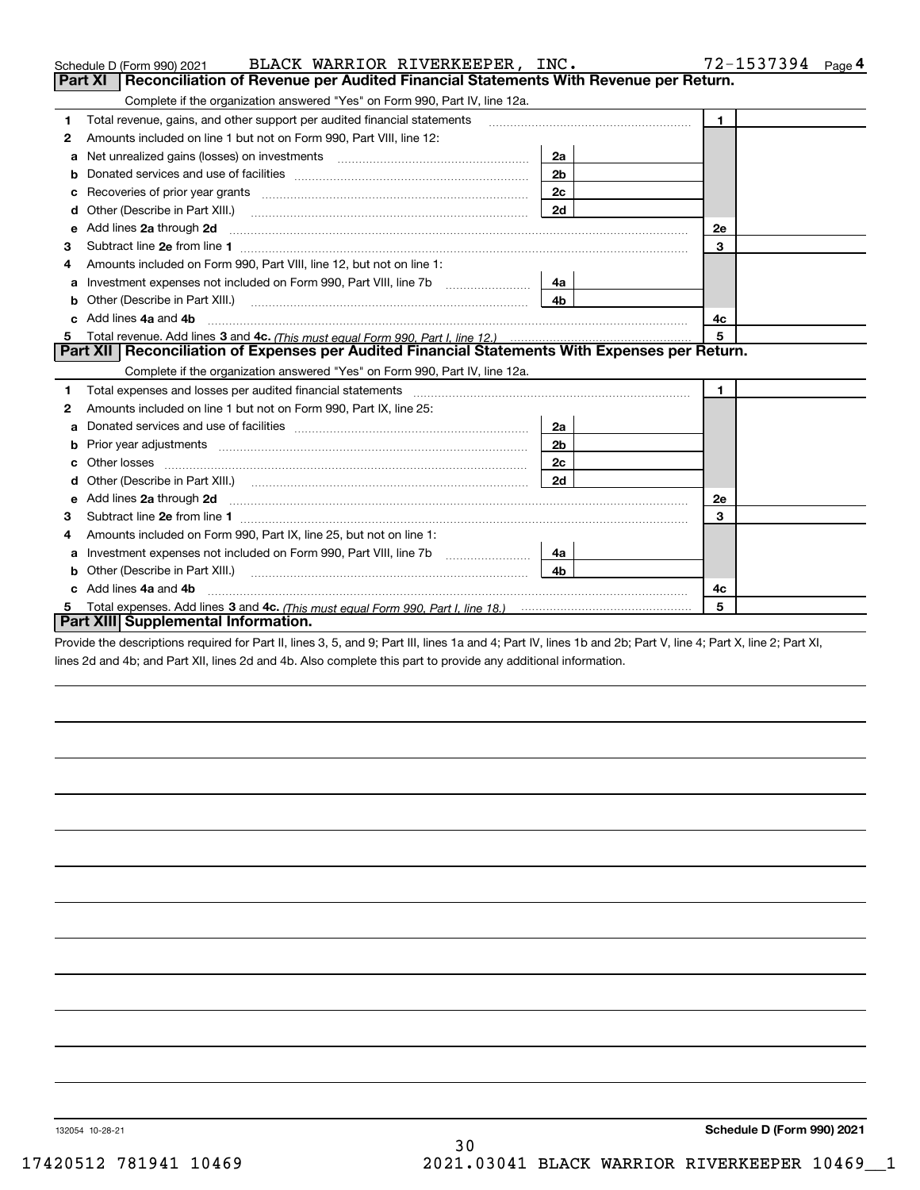Schedule D (Form 990) 2021 BLACK WARRIOR RIVERKEEPER, INC. 72-1537394 Page 4

## Part XI Reconciliation of Revenue per Audited Financial Statements With Revenue per Return.

Complete if the organization answered "Yes" on Form 990, Part IV, line 12a.

| | | | | | |
|---|---|---|---|---|---|
| 1 | Total revenue, gains, and other support per audited financial statements | | | 1 | |
| 2 | Amounts included on line 1 but not on Form 990, Part VIII, line 12: | | | | |
| a | Net unrealized gains (losses) on investments | 2a | | | |
| b | Donated services and use of facilities | 2b | | | |
| c | Recoveries of prior year grants | 2c | | | |
| d | Other (Describe in Part XIII.) | 2d | | | |
| e | Add lines **2a** through **2d** | | | 2e | |
| 3 | Subtract line **2e** from line **1** | | | 3 | |
| 4 | Amounts included on Form 990, Part VIII, line 12, but not on line 1: | | | | |
| a | Investment expenses not included on Form 990, Part VIII, line 7b | 4a | | | |
| b | Other (Describe in Part XIII.) | 4b | | | |
| c | Add lines **4a** and **4b** | | | 4c | |
| 5 | Total revenue. Add lines **3** and **4c.** *(This must equal Form 990, Part I, line 12.)* | | | 5 | |

## Part XII Reconciliation of Expenses per Audited Financial Statements With Expenses per Return.

Complete if the organization answered "Yes" on Form 990, Part IV, line 12a.

| | | | | | |
|---|---|---|---|---|---|
| 1 | Total expenses and losses per audited financial statements | | | 1 | |
| 2 | Amounts included on line 1 but not on Form 990, Part IX, line 25: | | | | |
| a | Donated services and use of facilities | 2a | | | |
| b | Prior year adjustments | 2b | | | |
| c | Other losses | 2c | | | |
| d | Other (Describe in Part XIII.) | 2d | | | |
| e | Add lines **2a** through **2d** | | | 2e | |
| 3 | Subtract line **2e** from line **1** | | | 3 | |
| 4 | Amounts included on Form 990, Part IX, line 25, but not on line 1: | | | | |
| a | Investment expenses not included on Form 990, Part VIII, line 7b | 4a | | | |
| b | Other (Describe in Part XIII.) | 4b | | | |
| c | Add lines **4a** and **4b** | | | 4c | |
| 5 | Total expenses. Add lines **3** and **4c.** *(This must equal Form 990, Part I, line 18.)* | | | 5 | |

## Part XIII Supplemental Information.

Provide the descriptions required for Part II, lines 3, 5, and 9; Part III, lines 1a and 4; Part IV, lines 1b and 2b; Part V, line 4; Part X, line 2; Part XI, lines 2d and 4b; and Part XII, lines 2d and 4b. Also complete this part to provide any additional information.

132054 10-28-21 **Schedule D (Form 990) 2021**

17420512 781941 10469 2021.03041 BLACK WARRIOR RIVERKEEPER 10469__1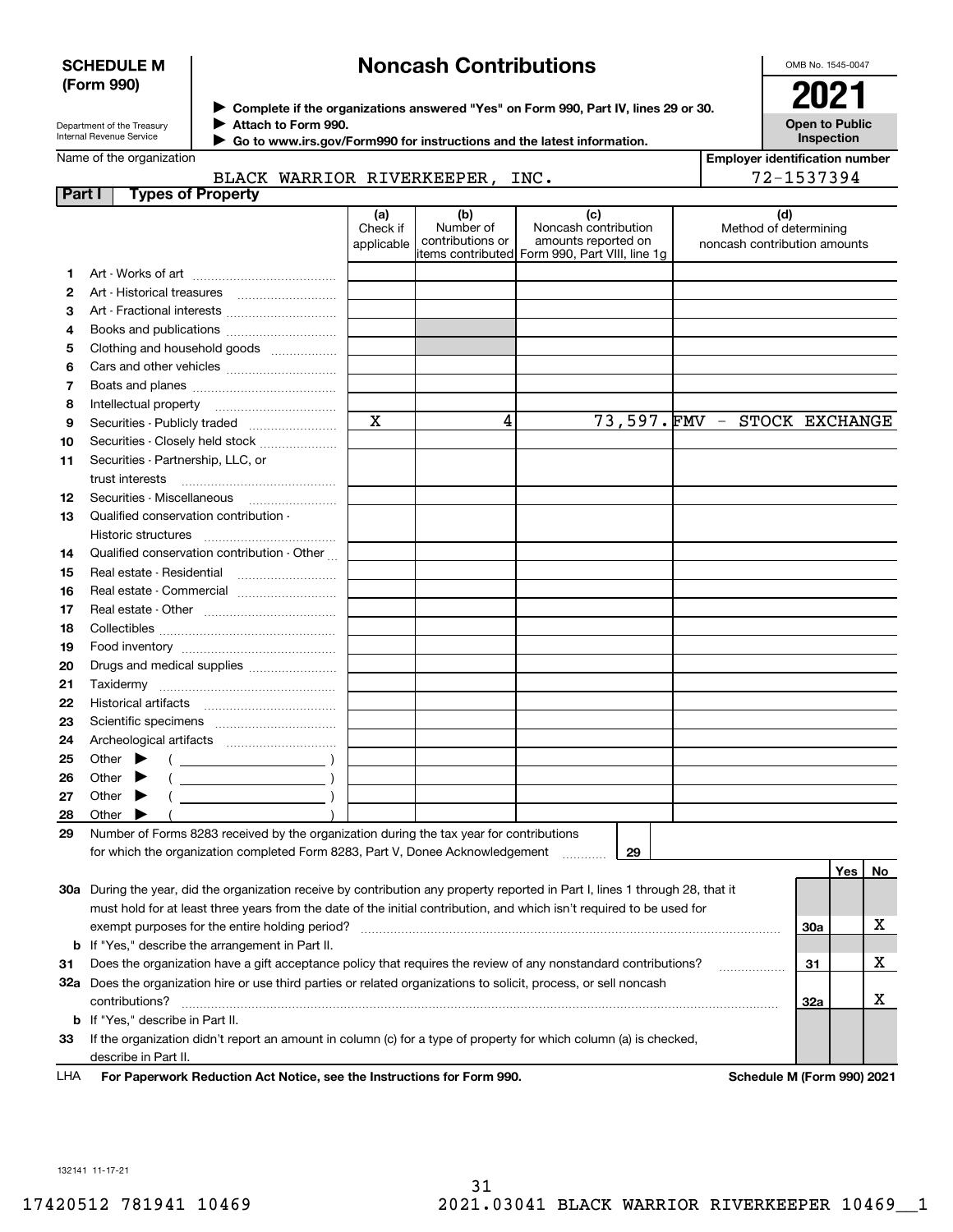**SCHEDULE M (Form 990)**

# Noncash Contributions

OMB No. 1545-0047

**2021**

**Open to Public Inspection**

Department of the Treasury
Internal Revenue Service

▶ **Complete if the organizations answered "Yes" on Form 990, Part IV, lines 29 or 30.**
▶ **Attach to Form 990.**
▶ **Go to www.irs.gov/Form990 for instructions and the latest information.**

Name of the organization: BLACK WARRIOR RIVERKEEPER, INC.

**Employer identification number**: 72-1537394

**Part I — Types of Property**

| | | (a) Check if applicable | (b) Number of contributions or items contributed | (c) Noncash contribution amounts reported on Form 990, Part VIII, line 1g | (d) Method of determining noncash contribution amounts |
|---|---|---|---|---|---|
| 1 | Art - Works of art | | | | |
| 2 | Art - Historical treasures | | | | |
| 3 | Art - Fractional interests | | | | |
| 4 | Books and publications | | | | |
| 5 | Clothing and household goods | | | | |
| 6 | Cars and other vehicles | | | | |
| 7 | Boats and planes | | | | |
| 8 | Intellectual property | | | | |
| 9 | Securities - Publicly traded | X | 4 | 73,597. | FMV - STOCK EXCHANGE |
| 10 | Securities - Closely held stock | | | | |
| 11 | Securities - Partnership, LLC, or trust interests | | | | |
| 12 | Securities - Miscellaneous | | | | |
| 13 | Qualified conservation contribution - Historic structures | | | | |
| 14 | Qualified conservation contribution - Other | | | | |
| 15 | Real estate - Residential | | | | |
| 16 | Real estate - Commercial | | | | |
| 17 | Real estate - Other | | | | |
| 18 | Collectibles | | | | |
| 19 | Food inventory | | | | |
| 20 | Drugs and medical supplies | | | | |
| 21 | Taxidermy | | | | |
| 22 | Historical artifacts | | | | |
| 23 | Scientific specimens | | | | |
| 24 | Archeological artifacts | | | | |
| 25 | Other ▶ ( ) | | | | |
| 26 | Other ▶ ( ) | | | | |
| 27 | Other ▶ ( ) | | | | |
| 28 | Other ▶ ( ) | | | | |

**29** Number of Forms 8283 received by the organization during the tax year for contributions for which the organization completed Form 8283, Part V, Donee Acknowledgement ..... **29**

| | | | Yes | No |
|---|---|---|---|---|
| **30a** | During the year, did the organization receive by contribution any property reported in Part I, lines 1 through 28, that it must hold for at least three years from the date of the initial contribution, and which isn't required to be used for exempt purposes for the entire holding period? | 30a | | X |
| **b** | If "Yes," describe the arrangement in Part II. | | | |
| **31** | Does the organization have a gift acceptance policy that requires the review of any nonstandard contributions? | 31 | | X |
| **32a** | Does the organization hire or use third parties or related organizations to solicit, process, or sell noncash contributions? | 32a | | X |
| **b** | If "Yes," describe in Part II. | | | |
| **33** | If the organization didn't report an amount in column (c) for a type of property for which column (a) is checked, describe in Part II. | | | |

LHA **For Paperwork Reduction Act Notice, see the Instructions for Form 990.** **Schedule M (Form 990) 2021**

132141 11-17-21

17420512 781941 10469 2021.03041 BLACK WARRIOR RIVERKEEPER 10469__1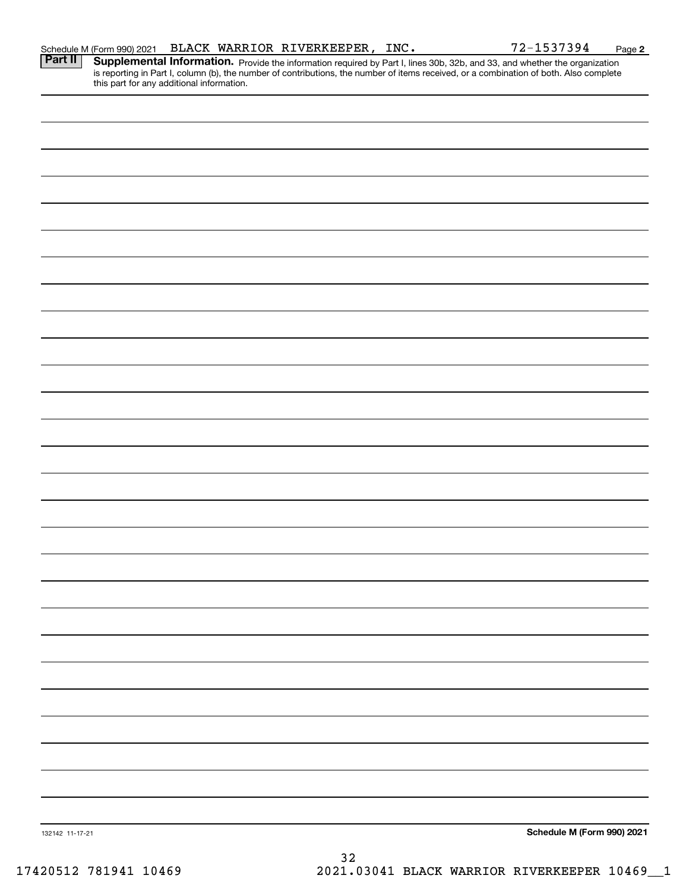Schedule M (Form 990) 2021 BLACK WARRIOR RIVERKEEPER, INC. 72-1537394 Page **2**

**Part II** **Supplemental Information.** Provide the information required by Part I, lines 30b, 32b, and 33, and whether the organization is reporting in Part I, column (b), the number of contributions, the number of items received, or a combination of both. Also complete this part for any additional information.

132142 11-17-21

**Schedule M (Form 990) 2021**

17420512 781941 10469 2021.03041 BLACK WARRIOR RIVERKEEPER 10469__1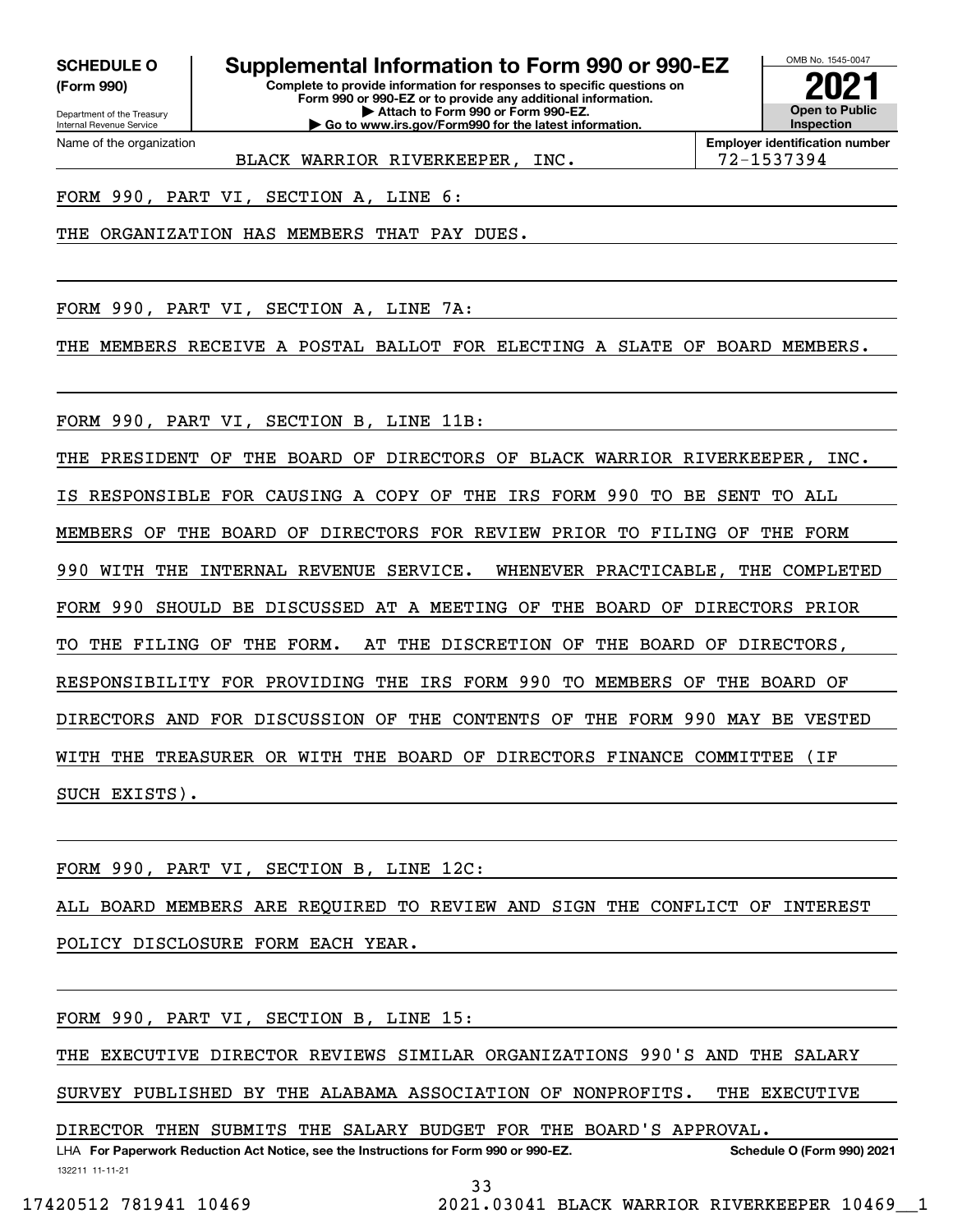**SCHEDULE O**
**(Form 990)**

Department of the Treasury
Internal Revenue Service

# Supplemental Information to Form 990 or 990-EZ

**Complete to provide information for responses to specific questions on Form 990 or 990-EZ or to provide any additional information.**
**▶ Attach to Form 990 or Form 990-EZ.**
**▶ Go to www.irs.gov/Form990 for the latest information.**

OMB No. 1545-0047
**2021**
**Open to Public Inspection**

Name of the organization: BLACK WARRIOR RIVERKEEPER, INC.
**Employer identification number**: 72-1537394

FORM 990, PART VI, SECTION A, LINE 6:

THE ORGANIZATION HAS MEMBERS THAT PAY DUES.

FORM 990, PART VI, SECTION A, LINE 7A:

THE MEMBERS RECEIVE A POSTAL BALLOT FOR ELECTING A SLATE OF BOARD MEMBERS.

FORM 990, PART VI, SECTION B, LINE 11B:

THE PRESIDENT OF THE BOARD OF DIRECTORS OF BLACK WARRIOR RIVERKEEPER, INC. IS RESPONSIBLE FOR CAUSING A COPY OF THE IRS FORM 990 TO BE SENT TO ALL MEMBERS OF THE BOARD OF DIRECTORS FOR REVIEW PRIOR TO FILING OF THE FORM 990 WITH THE INTERNAL REVENUE SERVICE. WHENEVER PRACTICABLE, THE COMPLETED FORM 990 SHOULD BE DISCUSSED AT A MEETING OF THE BOARD OF DIRECTORS PRIOR TO THE FILING OF THE FORM. AT THE DISCRETION OF THE BOARD OF DIRECTORS, RESPONSIBILITY FOR PROVIDING THE IRS FORM 990 TO MEMBERS OF THE BOARD OF DIRECTORS AND FOR DISCUSSION OF THE CONTENTS OF THE FORM 990 MAY BE VESTED WITH THE TREASURER OR WITH THE BOARD OF DIRECTORS FINANCE COMMITTEE (IF SUCH EXISTS).

FORM 990, PART VI, SECTION B, LINE 12C:

ALL BOARD MEMBERS ARE REQUIRED TO REVIEW AND SIGN THE CONFLICT OF INTEREST POLICY DISCLOSURE FORM EACH YEAR.

FORM 990, PART VI, SECTION B, LINE 15:

THE EXECUTIVE DIRECTOR REVIEWS SIMILAR ORGANIZATIONS 990'S AND THE SALARY SURVEY PUBLISHED BY THE ALABAMA ASSOCIATION OF NONPROFITS. THE EXECUTIVE DIRECTOR THEN SUBMITS THE SALARY BUDGET FOR THE BOARD'S APPROVAL.

LHA **For Paperwork Reduction Act Notice, see the Instructions for Form 990 or 990-EZ.** **Schedule O (Form 990) 2021**

132211 11-11-21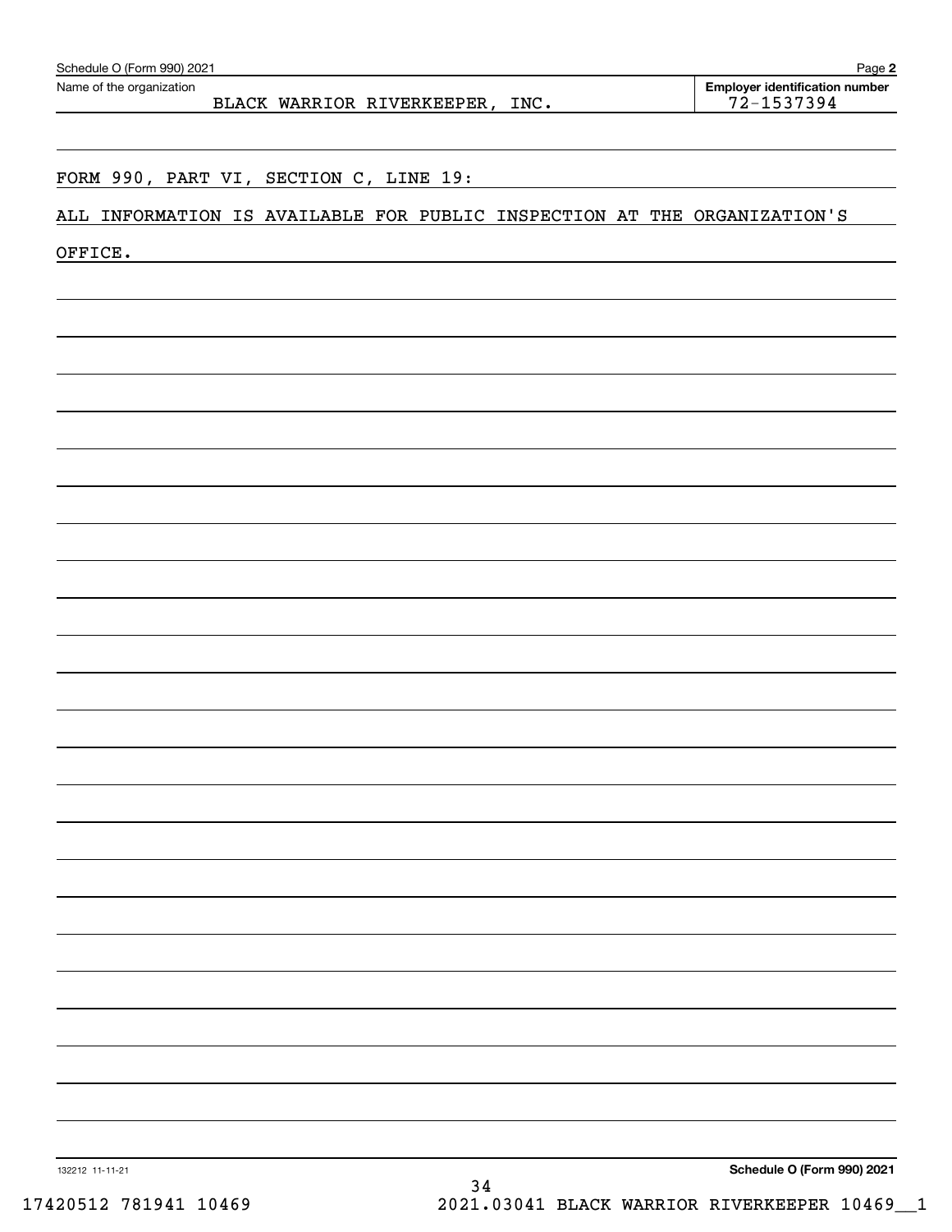Schedule O (Form 990) 2021

Name of the organization: BLACK WARRIOR RIVERKEEPER, INC.

Employer identification number: 72-1537394

FORM 990, PART VI, SECTION C, LINE 19:

ALL INFORMATION IS AVAILABLE FOR PUBLIC INSPECTION AT THE ORGANIZATION'S OFFICE.

132212 11-11-21

Schedule O (Form 990) 2021

17420512 781941 10469 2021.03041 BLACK WARRIOR RIVERKEEPER 10469__1